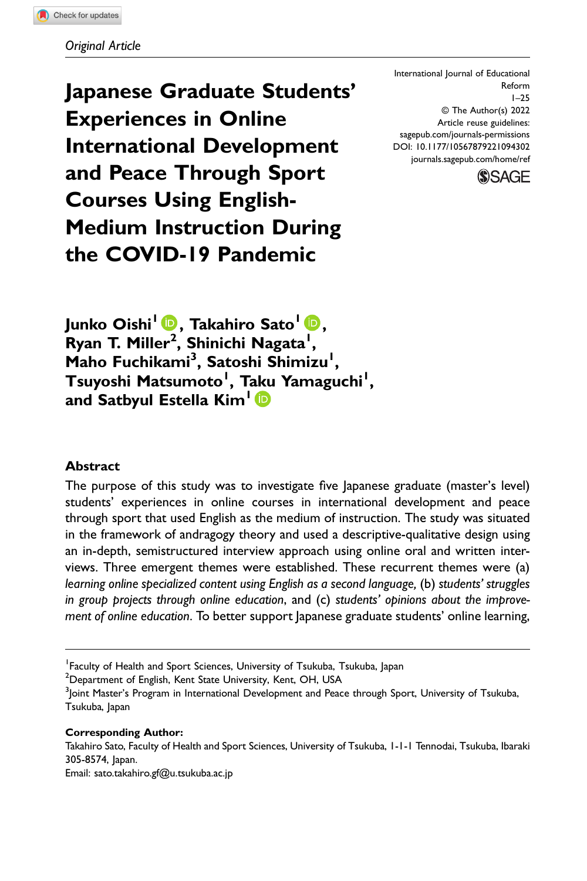*Original Article*

# Japanese Graduate Students' Experiences in Online International Development and Peace Through Sport Courses Using English-Medium Instruction During the COVID-19 Pandemic

International Journal of Educational Reform
© The Author(s) 2022
Article reuse guidelines: sagepub.com/journals-permissions
DOI: 10.1177/10567879221094302
journals.sagepub.com/home/ref

**Junko Oishi[1], Takahiro Sato[1], Ryan T. Miller[2], Shinichi Nagata[1], Maho Fuchikami[3], Satoshi Shimizu[1], Tsuyoshi Matsumoto[1], Taku Yamaguchi[1], and Satbyul Estella Kim[1]**

## Abstract

The purpose of this study was to investigate five Japanese graduate (master's level) students' experiences in online courses in international development and peace through sport that used English as the medium of instruction. The study was situated in the framework of andragogy theory and used a descriptive-qualitative design using an in-depth, semistructured interview approach using online oral and written interviews. Three emergent themes were established. These recurrent themes were (a) *learning online specialized content using English as a second language,* (b) *students' struggles in group projects through online education*, and (c) *students' opinions about the improvement of online education*. To better support Japanese graduate students' online learning,

[1]Faculty of Health and Sport Sciences, University of Tsukuba, Tsukuba, Japan
[2]Department of English, Kent State University, Kent, OH, USA
[3]Joint Master's Program in International Development and Peace through Sport, University of Tsukuba, Tsukuba, Japan

**Corresponding Author:**
Takahiro Sato, Faculty of Health and Sport Sciences, University of Tsukuba, 1-1-1 Tennodai, Tsukuba, Ibaraki 305-8574, Japan.
Email: sato.takahiro.gf@u.tsukuba.ac.jp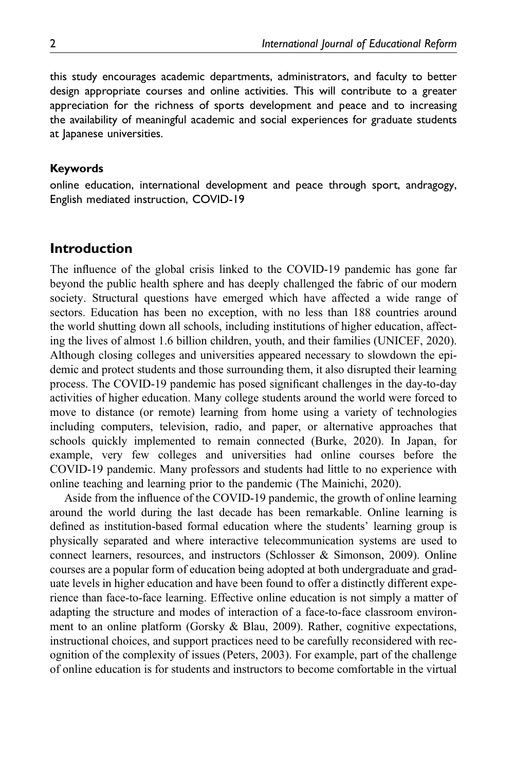this study encourages academic departments, administrators, and faculty to better design appropriate courses and online activities. This will contribute to a greater appreciation for the richness of sports development and peace and to increasing the availability of meaningful academic and social experiences for graduate students at Japanese universities.

### Keywords

online education, international development and peace through sport, andragogy, English mediated instruction, COVID-19

## Introduction

The influence of the global crisis linked to the COVID-19 pandemic has gone far beyond the public health sphere and has deeply challenged the fabric of our modern society. Structural questions have emerged which have affected a wide range of sectors. Education has been no exception, with no less than 188 countries around the world shutting down all schools, including institutions of higher education, affecting the lives of almost 1.6 billion children, youth, and their families (UNICEF, 2020). Although closing colleges and universities appeared necessary to slowdown the epidemic and protect students and those surrounding them, it also disrupted their learning process. The COVID-19 pandemic has posed significant challenges in the day-to-day activities of higher education. Many college students around the world were forced to move to distance (or remote) learning from home using a variety of technologies including computers, television, radio, and paper, or alternative approaches that schools quickly implemented to remain connected (Burke, 2020). In Japan, for example, very few colleges and universities had online courses before the COVID-19 pandemic. Many professors and students had little to no experience with online teaching and learning prior to the pandemic (The Mainichi, 2020).

Aside from the influence of the COVID-19 pandemic, the growth of online learning around the world during the last decade has been remarkable. Online learning is defined as institution-based formal education where the students' learning group is physically separated and where interactive telecommunication systems are used to connect learners, resources, and instructors (Schlosser & Simonson, 2009). Online courses are a popular form of education being adopted at both undergraduate and graduate levels in higher education and have been found to offer a distinctly different experience than face-to-face learning. Effective online education is not simply a matter of adapting the structure and modes of interaction of a face-to-face classroom environment to an online platform (Gorsky & Blau, 2009). Rather, cognitive expectations, instructional choices, and support practices need to be carefully reconsidered with recognition of the complexity of issues (Peters, 2003). For example, part of the challenge of online education is for students and instructors to become comfortable in the virtual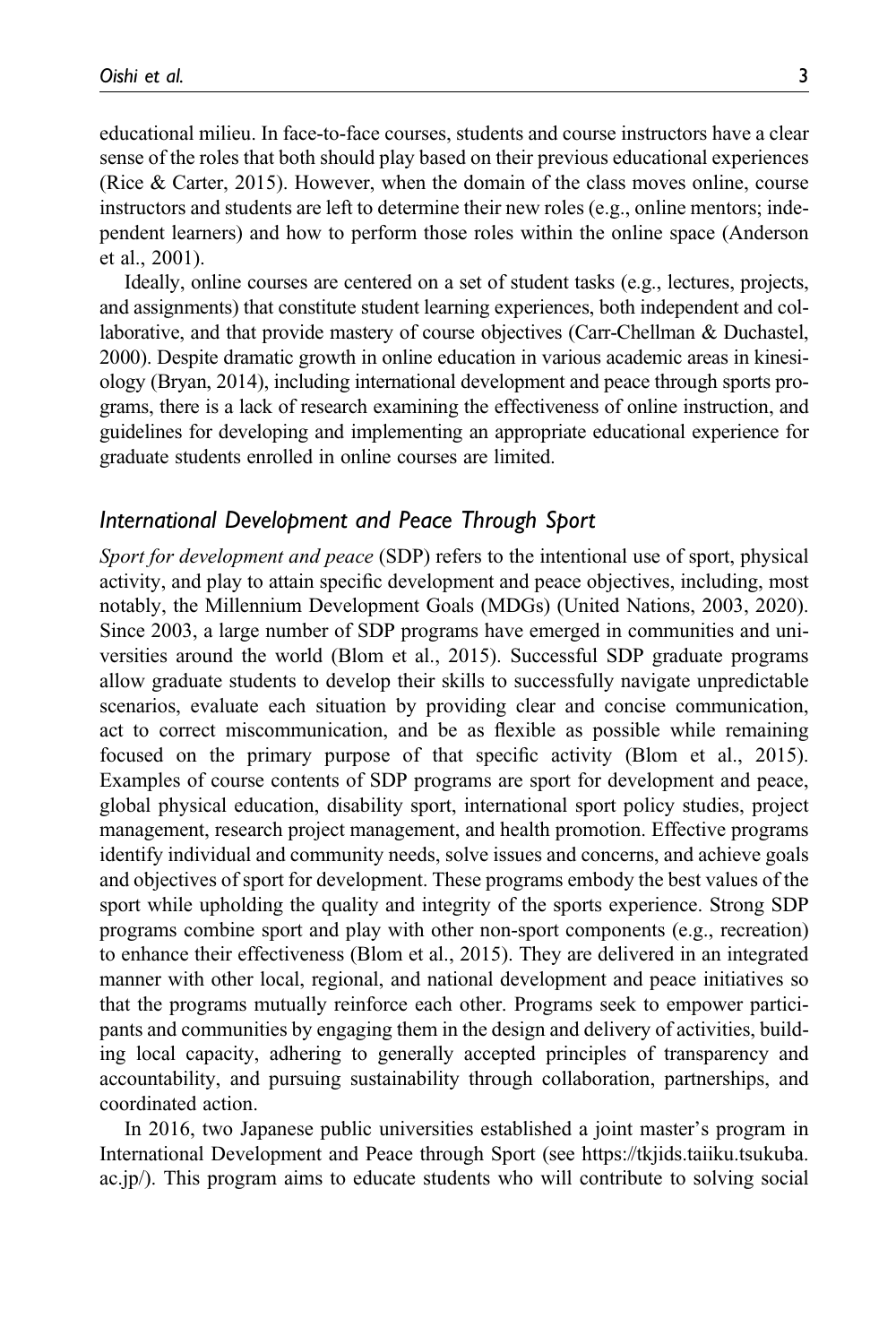educational milieu. In face-to-face courses, students and course instructors have a clear sense of the roles that both should play based on their previous educational experiences (Rice & Carter, 2015). However, when the domain of the class moves online, course instructors and students are left to determine their new roles (e.g., online mentors; independent learners) and how to perform those roles within the online space (Anderson et al., 2001).

Ideally, online courses are centered on a set of student tasks (e.g., lectures, projects, and assignments) that constitute student learning experiences, both independent and collaborative, and that provide mastery of course objectives (Carr-Chellman & Duchastel, 2000). Despite dramatic growth in online education in various academic areas in kinesiology (Bryan, 2014), including international development and peace through sports programs, there is a lack of research examining the effectiveness of online instruction, and guidelines for developing and implementing an appropriate educational experience for graduate students enrolled in online courses are limited.

## International Development and Peace Through Sport

*Sport for development and peace* (SDP) refers to the intentional use of sport, physical activity, and play to attain specific development and peace objectives, including, most notably, the Millennium Development Goals (MDGs) (United Nations, 2003, 2020). Since 2003, a large number of SDP programs have emerged in communities and universities around the world (Blom et al., 2015). Successful SDP graduate programs allow graduate students to develop their skills to successfully navigate unpredictable scenarios, evaluate each situation by providing clear and concise communication, act to correct miscommunication, and be as flexible as possible while remaining focused on the primary purpose of that specific activity (Blom et al., 2015). Examples of course contents of SDP programs are sport for development and peace, global physical education, disability sport, international sport policy studies, project management, research project management, and health promotion. Effective programs identify individual and community needs, solve issues and concerns, and achieve goals and objectives of sport for development. These programs embody the best values of the sport while upholding the quality and integrity of the sports experience. Strong SDP programs combine sport and play with other non-sport components (e.g., recreation) to enhance their effectiveness (Blom et al., 2015). They are delivered in an integrated manner with other local, regional, and national development and peace initiatives so that the programs mutually reinforce each other. Programs seek to empower participants and communities by engaging them in the design and delivery of activities, building local capacity, adhering to generally accepted principles of transparency and accountability, and pursuing sustainability through collaboration, partnerships, and coordinated action.

In 2016, two Japanese public universities established a joint master's program in International Development and Peace through Sport (see https://tkjids.taiiku.tsukuba.ac.jp/). This program aims to educate students who will contribute to solving social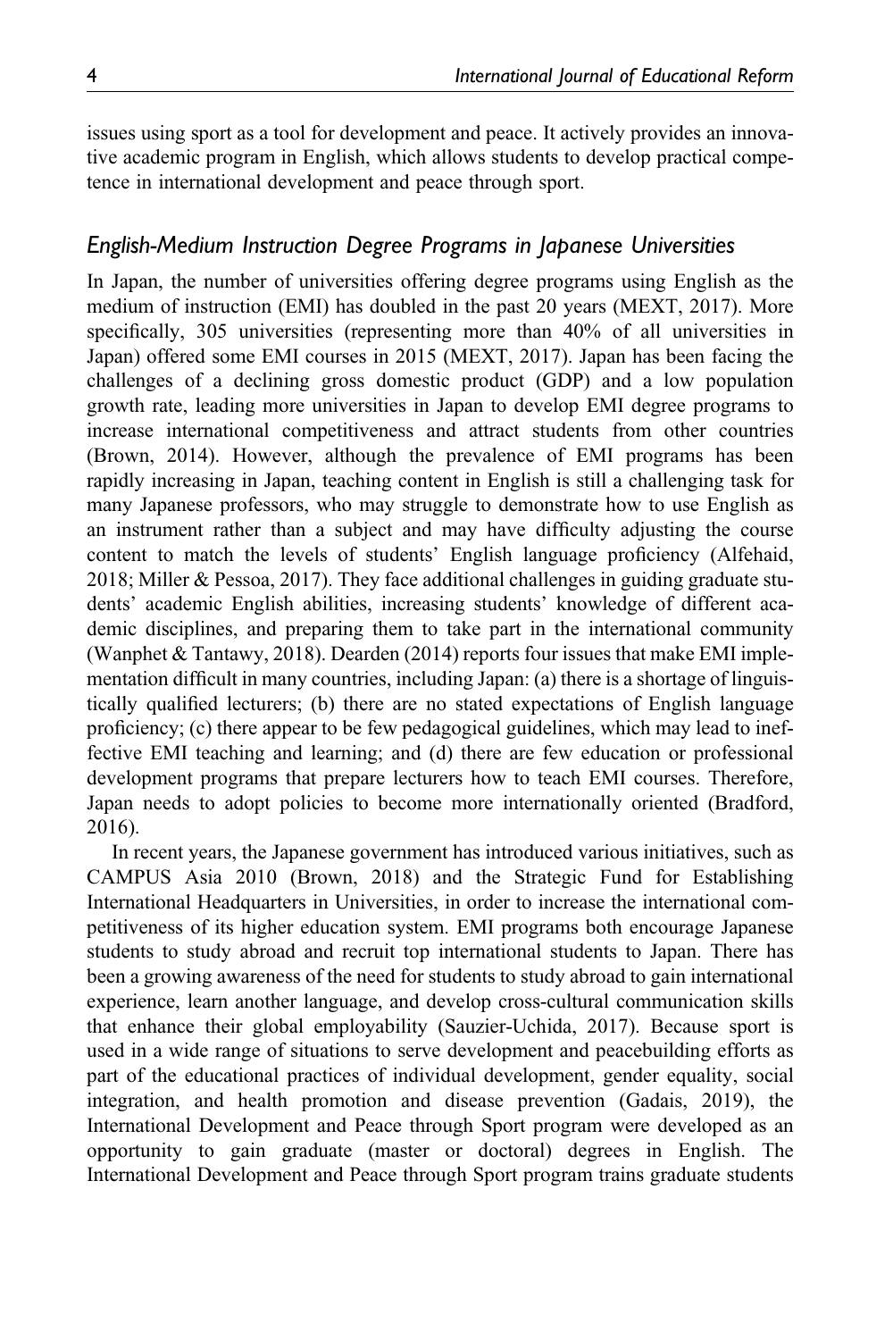issues using sport as a tool for development and peace. It actively provides an innovative academic program in English, which allows students to develop practical competence in international development and peace through sport.

### *English-Medium Instruction Degree Programs in Japanese Universities*

In Japan, the number of universities offering degree programs using English as the medium of instruction (EMI) has doubled in the past 20 years (MEXT, 2017). More specifically, 305 universities (representing more than 40% of all universities in Japan) offered some EMI courses in 2015 (MEXT, 2017). Japan has been facing the challenges of a declining gross domestic product (GDP) and a low population growth rate, leading more universities in Japan to develop EMI degree programs to increase international competitiveness and attract students from other countries (Brown, 2014). However, although the prevalence of EMI programs has been rapidly increasing in Japan, teaching content in English is still a challenging task for many Japanese professors, who may struggle to demonstrate how to use English as an instrument rather than a subject and may have difficulty adjusting the course content to match the levels of students' English language proficiency (Alfehaid, 2018; Miller & Pessoa, 2017). They face additional challenges in guiding graduate students' academic English abilities, increasing students' knowledge of different academic disciplines, and preparing them to take part in the international community (Wanphet & Tantawy, 2018). Dearden (2014) reports four issues that make EMI implementation difficult in many countries, including Japan: (a) there is a shortage of linguistically qualified lecturers; (b) there are no stated expectations of English language proficiency; (c) there appear to be few pedagogical guidelines, which may lead to ineffective EMI teaching and learning; and (d) there are few education or professional development programs that prepare lecturers how to teach EMI courses. Therefore, Japan needs to adopt policies to become more internationally oriented (Bradford, 2016).

In recent years, the Japanese government has introduced various initiatives, such as CAMPUS Asia 2010 (Brown, 2018) and the Strategic Fund for Establishing International Headquarters in Universities, in order to increase the international competitiveness of its higher education system. EMI programs both encourage Japanese students to study abroad and recruit top international students to Japan. There has been a growing awareness of the need for students to study abroad to gain international experience, learn another language, and develop cross-cultural communication skills that enhance their global employability (Sauzier-Uchida, 2017). Because sport is used in a wide range of situations to serve development and peacebuilding efforts as part of the educational practices of individual development, gender equality, social integration, and health promotion and disease prevention (Gadais, 2019), the International Development and Peace through Sport program were developed as an opportunity to gain graduate (master or doctoral) degrees in English. The International Development and Peace through Sport program trains graduate students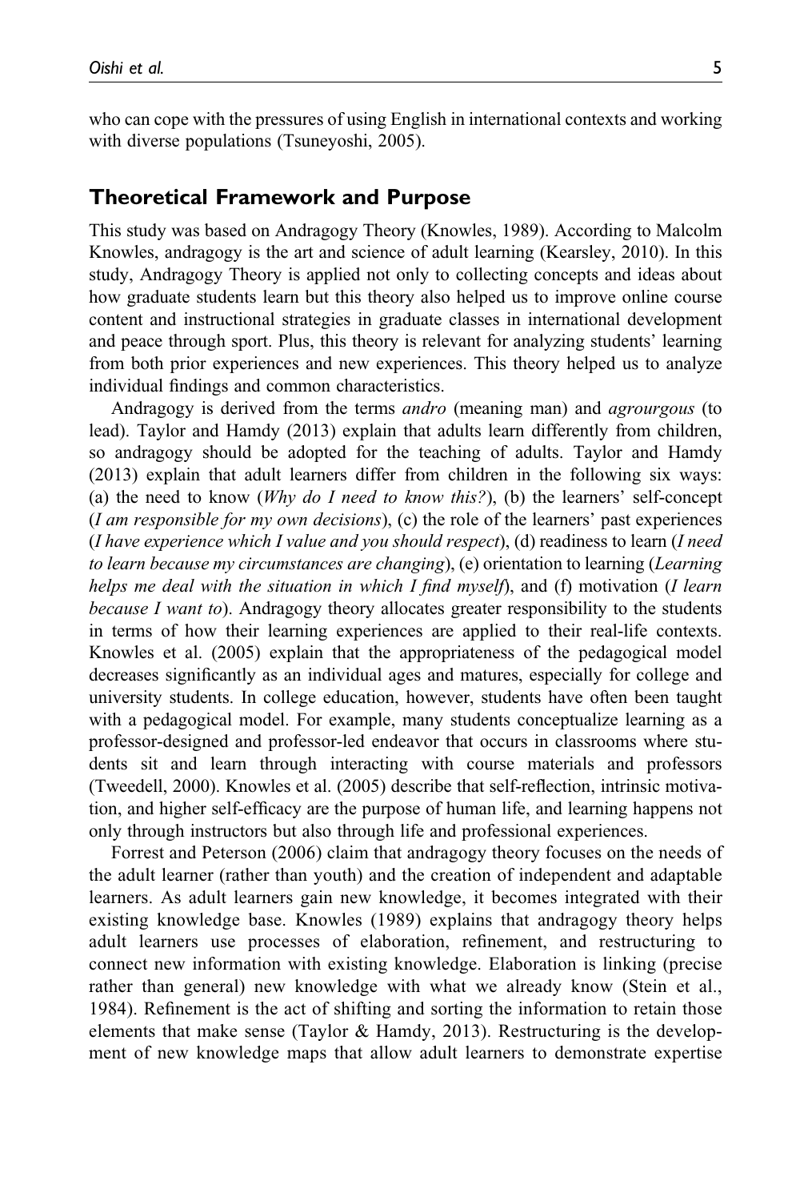who can cope with the pressures of using English in international contexts and working with diverse populations (Tsuneyoshi, 2005).

## Theoretical Framework and Purpose

This study was based on Andragogy Theory (Knowles, 1989). According to Malcolm Knowles, andragogy is the art and science of adult learning (Kearsley, 2010). In this study, Andragogy Theory is applied not only to collecting concepts and ideas about how graduate students learn but this theory also helped us to improve online course content and instructional strategies in graduate classes in international development and peace through sport. Plus, this theory is relevant for analyzing students' learning from both prior experiences and new experiences. This theory helped us to analyze individual findings and common characteristics.

Andragogy is derived from the terms *andro* (meaning man) and *agrourgous* (to lead). Taylor and Hamdy (2013) explain that adults learn differently from children, so andragogy should be adopted for the teaching of adults. Taylor and Hamdy (2013) explain that adult learners differ from children in the following six ways: (a) the need to know (*Why do I need to know this?*), (b) the learners' self-concept (*I am responsible for my own decisions*), (c) the role of the learners' past experiences (*I have experience which I value and you should respect*), (d) readiness to learn (*I need to learn because my circumstances are changing*), (e) orientation to learning (*Learning helps me deal with the situation in which I find myself*), and (f) motivation (*I learn because I want to*). Andragogy theory allocates greater responsibility to the students in terms of how their learning experiences are applied to their real-life contexts. Knowles et al. (2005) explain that the appropriateness of the pedagogical model decreases significantly as an individual ages and matures, especially for college and university students. In college education, however, students have often been taught with a pedagogical model. For example, many students conceptualize learning as a professor-designed and professor-led endeavor that occurs in classrooms where students sit and learn through interacting with course materials and professors (Tweedell, 2000). Knowles et al. (2005) describe that self-reflection, intrinsic motivation, and higher self-efficacy are the purpose of human life, and learning happens not only through instructors but also through life and professional experiences.

Forrest and Peterson (2006) claim that andragogy theory focuses on the needs of the adult learner (rather than youth) and the creation of independent and adaptable learners. As adult learners gain new knowledge, it becomes integrated with their existing knowledge base. Knowles (1989) explains that andragogy theory helps adult learners use processes of elaboration, refinement, and restructuring to connect new information with existing knowledge. Elaboration is linking (precise rather than general) new knowledge with what we already know (Stein et al., 1984). Refinement is the act of shifting and sorting the information to retain those elements that make sense (Taylor & Hamdy, 2013). Restructuring is the development of new knowledge maps that allow adult learners to demonstrate expertise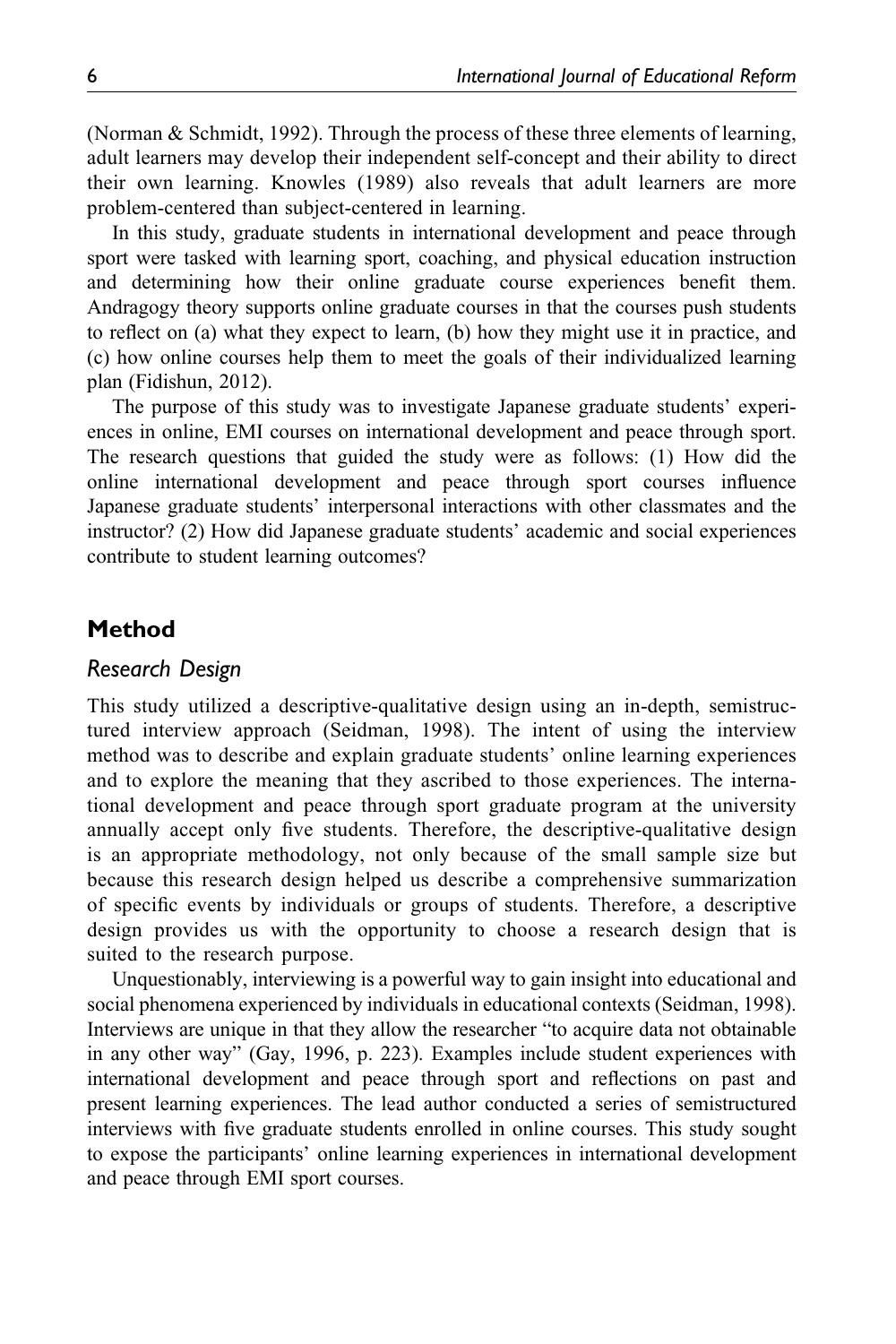(Norman & Schmidt, 1992). Through the process of these three elements of learning, adult learners may develop their independent self-concept and their ability to direct their own learning. Knowles (1989) also reveals that adult learners are more problem-centered than subject-centered in learning.

In this study, graduate students in international development and peace through sport were tasked with learning sport, coaching, and physical education instruction and determining how their online graduate course experiences benefit them. Andragogy theory supports online graduate courses in that the courses push students to reflect on (a) what they expect to learn, (b) how they might use it in practice, and (c) how online courses help them to meet the goals of their individualized learning plan (Fidishun, 2012).

The purpose of this study was to investigate Japanese graduate students' experiences in online, EMI courses on international development and peace through sport. The research questions that guided the study were as follows: (1) How did the online international development and peace through sport courses influence Japanese graduate students' interpersonal interactions with other classmates and the instructor? (2) How did Japanese graduate students' academic and social experiences contribute to student learning outcomes?

## Method

### *Research Design*

This study utilized a descriptive-qualitative design using an in-depth, semistructured interview approach (Seidman, 1998). The intent of using the interview method was to describe and explain graduate students' online learning experiences and to explore the meaning that they ascribed to those experiences. The international development and peace through sport graduate program at the university annually accept only five students. Therefore, the descriptive-qualitative design is an appropriate methodology, not only because of the small sample size but because this research design helped us describe a comprehensive summarization of specific events by individuals or groups of students. Therefore, a descriptive design provides us with the opportunity to choose a research design that is suited to the research purpose.

Unquestionably, interviewing is a powerful way to gain insight into educational and social phenomena experienced by individuals in educational contexts (Seidman, 1998). Interviews are unique in that they allow the researcher "to acquire data not obtainable in any other way" (Gay, 1996, p. 223). Examples include student experiences with international development and peace through sport and reflections on past and present learning experiences. The lead author conducted a series of semistructured interviews with five graduate students enrolled in online courses. This study sought to expose the participants' online learning experiences in international development and peace through EMI sport courses.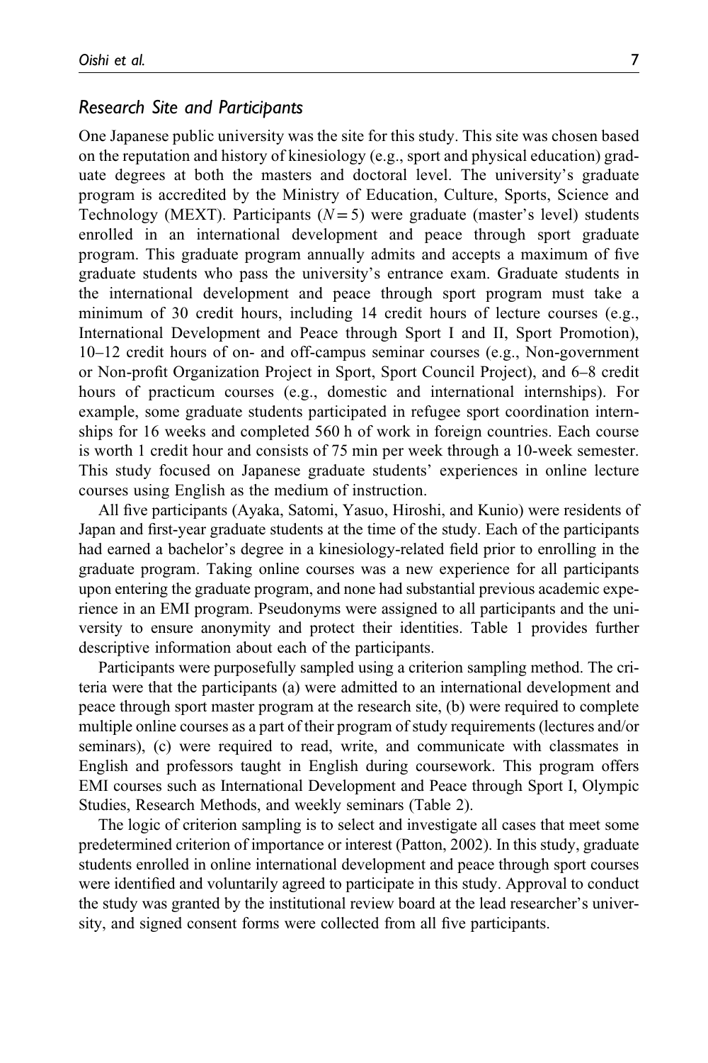### *Research Site and Participants*

One Japanese public university was the site for this study. This site was chosen based on the reputation and history of kinesiology (e.g., sport and physical education) graduate degrees at both the masters and doctoral level. The university's graduate program is accredited by the Ministry of Education, Culture, Sports, Science and Technology (MEXT). Participants ($N = 5$) were graduate (master's level) students enrolled in an international development and peace through sport graduate program. This graduate program annually admits and accepts a maximum of five graduate students who pass the university's entrance exam. Graduate students in the international development and peace through sport program must take a minimum of 30 credit hours, including 14 credit hours of lecture courses (e.g., International Development and Peace through Sport I and II, Sport Promotion), 10–12 credit hours of on- and off-campus seminar courses (e.g., Non-government or Non-profit Organization Project in Sport, Sport Council Project), and 6–8 credit hours of practicum courses (e.g., domestic and international internships). For example, some graduate students participated in refugee sport coordination internships for 16 weeks and completed 560 h of work in foreign countries. Each course is worth 1 credit hour and consists of 75 min per week through a 10-week semester. This study focused on Japanese graduate students' experiences in online lecture courses using English as the medium of instruction.

All five participants (Ayaka, Satomi, Yasuo, Hiroshi, and Kunio) were residents of Japan and first-year graduate students at the time of the study. Each of the participants had earned a bachelor's degree in a kinesiology-related field prior to enrolling in the graduate program. Taking online courses was a new experience for all participants upon entering the graduate program, and none had substantial previous academic experience in an EMI program. Pseudonyms were assigned to all participants and the university to ensure anonymity and protect their identities. Table 1 provides further descriptive information about each of the participants.

Participants were purposefully sampled using a criterion sampling method. The criteria were that the participants (a) were admitted to an international development and peace through sport master program at the research site, (b) were required to complete multiple online courses as a part of their program of study requirements (lectures and/or seminars), (c) were required to read, write, and communicate with classmates in English and professors taught in English during coursework. This program offers EMI courses such as International Development and Peace through Sport I, Olympic Studies, Research Methods, and weekly seminars (Table 2).

The logic of criterion sampling is to select and investigate all cases that meet some predetermined criterion of importance or interest (Patton, 2002). In this study, graduate students enrolled in online international development and peace through sport courses were identified and voluntarily agreed to participate in this study. Approval to conduct the study was granted by the institutional review board at the lead researcher's university, and signed consent forms were collected from all five participants.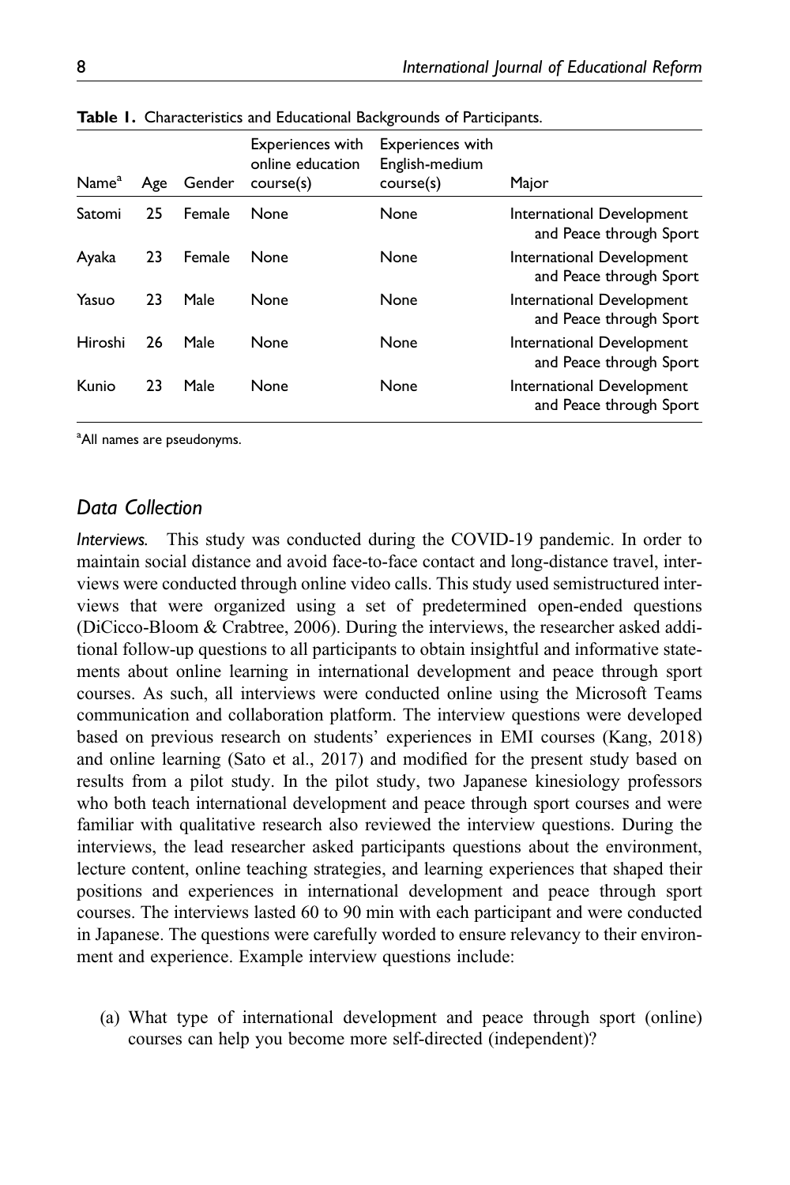**Table 1.** Characteristics and Educational Backgrounds of Participants.

| Name[a] | Age | Gender | Experiences with online education course(s) | Experiences with English-medium course(s) | Major |
|---|---|---|---|---|---|
| Satomi | 25 | Female | None | None | International Development and Peace through Sport |
| Ayaka | 23 | Female | None | None | International Development and Peace through Sport |
| Yasuo | 23 | Male | None | None | International Development and Peace through Sport |
| Hiroshi | 26 | Male | None | None | International Development and Peace through Sport |
| Kunio | 23 | Male | None | None | International Development and Peace through Sport |

[a]All names are pseudonyms.

## *Data Collection*

*Interviews.* This study was conducted during the COVID-19 pandemic. In order to maintain social distance and avoid face-to-face contact and long-distance travel, interviews were conducted through online video calls. This study used semistructured interviews that were organized using a set of predetermined open-ended questions (DiCicco-Bloom & Crabtree, 2006). During the interviews, the researcher asked additional follow-up questions to all participants to obtain insightful and informative statements about online learning in international development and peace through sport courses. As such, all interviews were conducted online using the Microsoft Teams communication and collaboration platform. The interview questions were developed based on previous research on students' experiences in EMI courses (Kang, 2018) and online learning (Sato et al., 2017) and modified for the present study based on results from a pilot study. In the pilot study, two Japanese kinesiology professors who both teach international development and peace through sport courses and were familiar with qualitative research also reviewed the interview questions. During the interviews, the lead researcher asked participants questions about the environment, lecture content, online teaching strategies, and learning experiences that shaped their positions and experiences in international development and peace through sport courses. The interviews lasted 60 to 90 min with each participant and were conducted in Japanese. The questions were carefully worded to ensure relevancy to their environment and experience. Example interview questions include:

(a) What type of international development and peace through sport (online) courses can help you become more self-directed (independent)?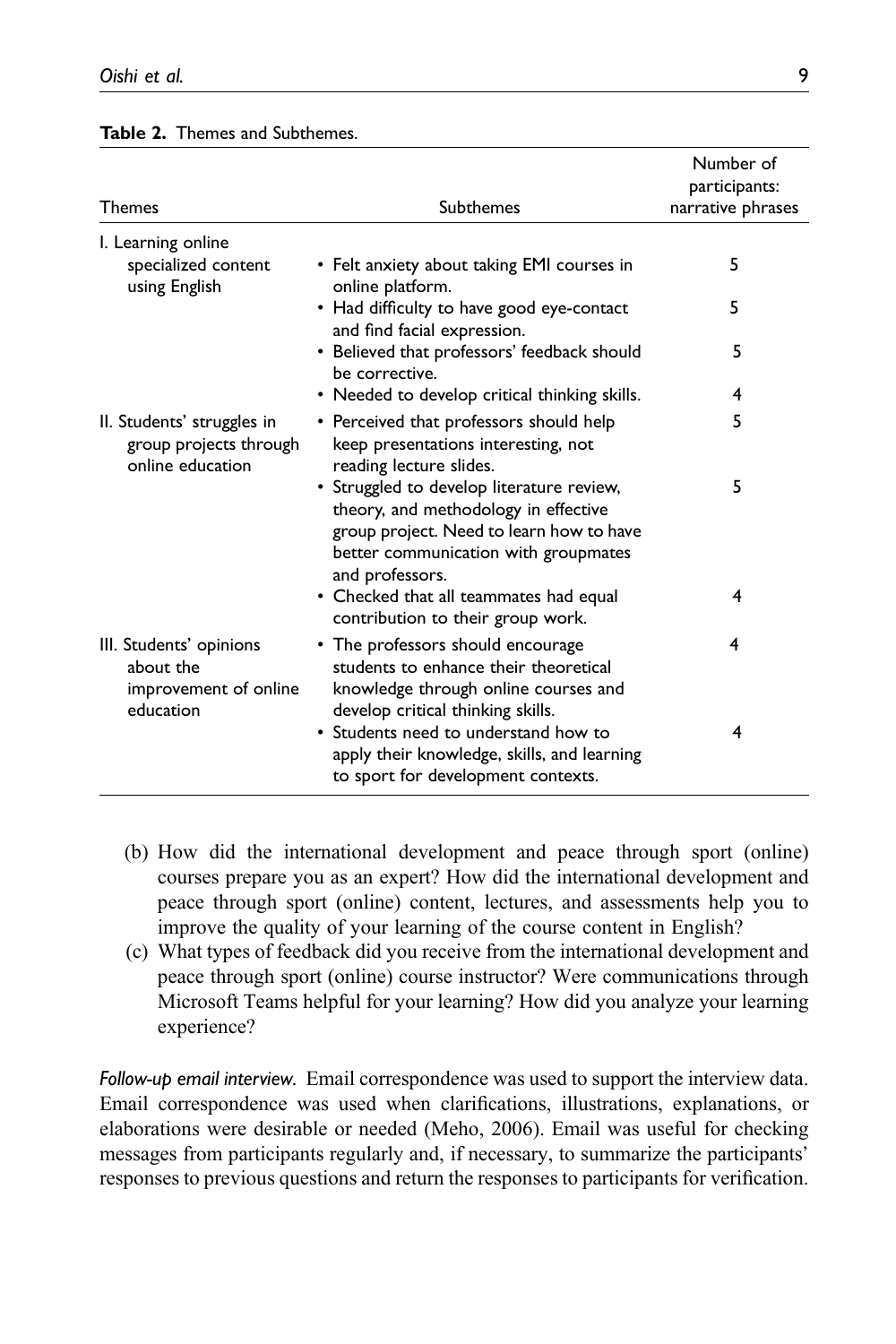**Table 2.** Themes and Subthemes.

| Themes | Subthemes | Number of participants: narrative phrases |
|---|---|---|
| I. Learning online specialized content using English | • Felt anxiety about taking EMI courses in online platform. | 5 |
| | • Had difficulty to have good eye-contact and find facial expression. | 5 |
| | • Believed that professors' feedback should be corrective. | 5 |
| | • Needed to develop critical thinking skills. | 4 |
| II. Students' struggles in group projects through online education | • Perceived that professors should help keep presentations interesting, not reading lecture slides. | 5 |
| | • Struggled to develop literature review, theory, and methodology in effective group project. Need to learn how to have better communication with groupmates and professors. | 5 |
| | • Checked that all teammates had equal contribution to their group work. | 4 |
| III. Students' opinions about the improvement of online education | • The professors should encourage students to enhance their theoretical knowledge through online courses and develop critical thinking skills. | 4 |
| | • Students need to understand how to apply their knowledge, skills, and learning to sport for development contexts. | 4 |

(b) How did the international development and peace through sport (online) courses prepare you as an expert? How did the international development and peace through sport (online) content, lectures, and assessments help you to improve the quality of your learning of the course content in English?

(c) What types of feedback did you receive from the international development and peace through sport (online) course instructor? Were communications through Microsoft Teams helpful for your learning? How did you analyze your learning experience?

*Follow-up email interview.* Email correspondence was used to support the interview data. Email correspondence was used when clarifications, illustrations, explanations, or elaborations were desirable or needed (Meho, 2006). Email was useful for checking messages from participants regularly and, if necessary, to summarize the participants' responses to previous questions and return the responses to participants for verification.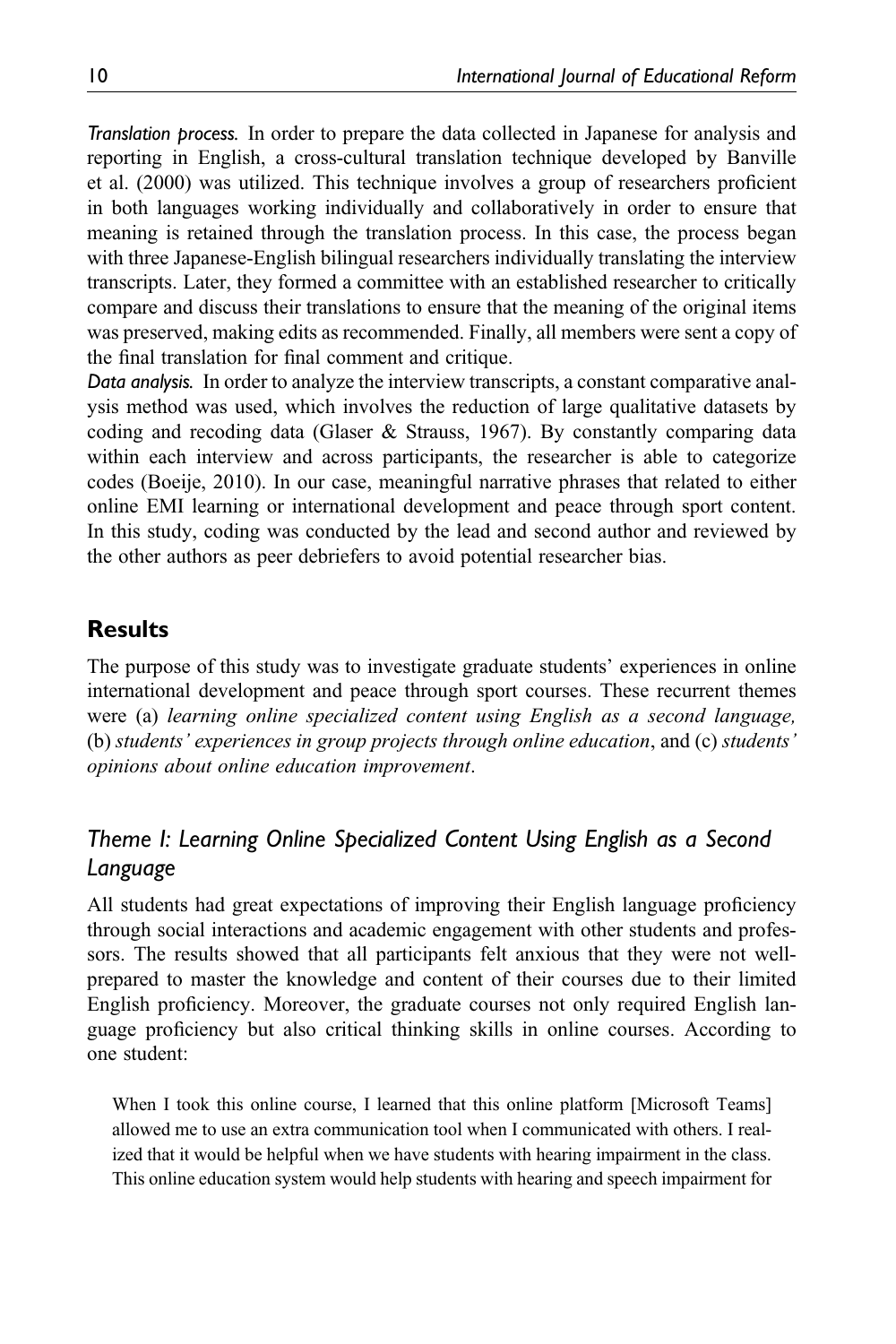*Translation process.* In order to prepare the data collected in Japanese for analysis and reporting in English, a cross-cultural translation technique developed by Banville et al. (2000) was utilized. This technique involves a group of researchers proficient in both languages working individually and collaboratively in order to ensure that meaning is retained through the translation process. In this case, the process began with three Japanese-English bilingual researchers individually translating the interview transcripts. Later, they formed a committee with an established researcher to critically compare and discuss their translations to ensure that the meaning of the original items was preserved, making edits as recommended. Finally, all members were sent a copy of the final translation for final comment and critique.

*Data analysis.* In order to analyze the interview transcripts, a constant comparative analysis method was used, which involves the reduction of large qualitative datasets by coding and recoding data (Glaser & Strauss, 1967). By constantly comparing data within each interview and across participants, the researcher is able to categorize codes (Boeije, 2010). In our case, meaningful narrative phrases that related to either online EMI learning or international development and peace through sport content. In this study, coding was conducted by the lead and second author and reviewed by the other authors as peer debriefers to avoid potential researcher bias.

## Results

The purpose of this study was to investigate graduate students' experiences in online international development and peace through sport courses. These recurrent themes were (a) *learning online specialized content using English as a second language,* (b) *students' experiences in group projects through online education*, and (c) *students' opinions about online education improvement*.

### Theme I: Learning Online Specialized Content Using English as a Second Language

All students had great expectations of improving their English language proficiency through social interactions and academic engagement with other students and professors. The results showed that all participants felt anxious that they were not well-prepared to master the knowledge and content of their courses due to their limited English proficiency. Moreover, the graduate courses not only required English language proficiency but also critical thinking skills in online courses. According to one student:

> When I took this online course, I learned that this online platform [Microsoft Teams] allowed me to use an extra communication tool when I communicated with others. I realized that it would be helpful when we have students with hearing impairment in the class. This online education system would help students with hearing and speech impairment for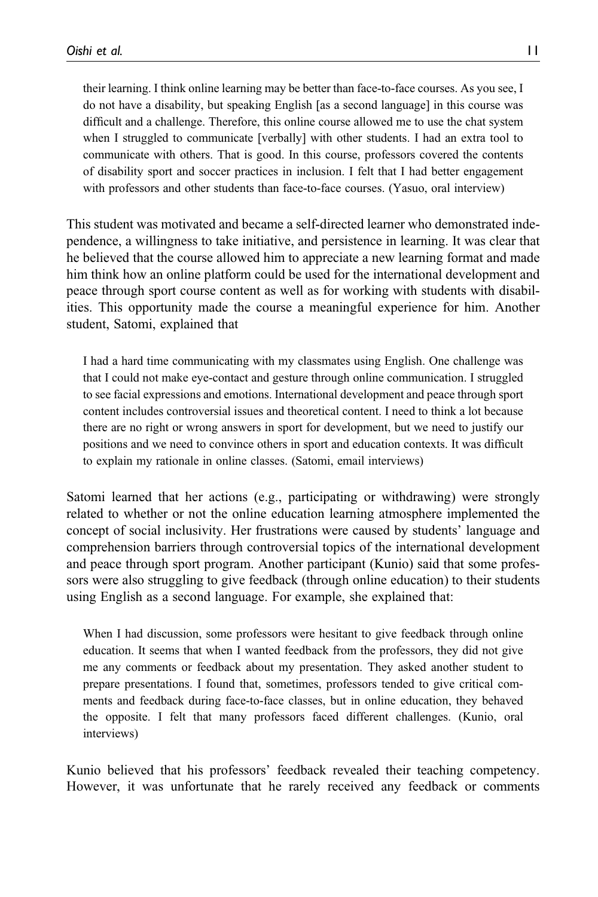their learning. I think online learning may be better than face-to-face courses. As you see, I do not have a disability, but speaking English [as a second language] in this course was difficult and a challenge. Therefore, this online course allowed me to use the chat system when I struggled to communicate [verbally] with other students. I had an extra tool to communicate with others. That is good. In this course, professors covered the contents of disability sport and soccer practices in inclusion. I felt that I had better engagement with professors and other students than face-to-face courses. (Yasuo, oral interview)

This student was motivated and became a self-directed learner who demonstrated independence, a willingness to take initiative, and persistence in learning. It was clear that he believed that the course allowed him to appreciate a new learning format and made him think how an online platform could be used for the international development and peace through sport course content as well as for working with students with disabilities. This opportunity made the course a meaningful experience for him. Another student, Satomi, explained that

> I had a hard time communicating with my classmates using English. One challenge was that I could not make eye-contact and gesture through online communication. I struggled to see facial expressions and emotions. International development and peace through sport content includes controversial issues and theoretical content. I need to think a lot because there are no right or wrong answers in sport for development, but we need to justify our positions and we need to convince others in sport and education contexts. It was difficult to explain my rationale in online classes. (Satomi, email interviews)

Satomi learned that her actions (e.g., participating or withdrawing) were strongly related to whether or not the online education learning atmosphere implemented the concept of social inclusivity. Her frustrations were caused by students' language and comprehension barriers through controversial topics of the international development and peace through sport program. Another participant (Kunio) said that some professors were also struggling to give feedback (through online education) to their students using English as a second language. For example, she explained that:

> When I had discussion, some professors were hesitant to give feedback through online education. It seems that when I wanted feedback from the professors, they did not give me any comments or feedback about my presentation. They asked another student to prepare presentations. I found that, sometimes, professors tended to give critical comments and feedback during face-to-face classes, but in online education, they behaved the opposite. I felt that many professors faced different challenges. (Kunio, oral interviews)

Kunio believed that his professors' feedback revealed their teaching competency. However, it was unfortunate that he rarely received any feedback or comments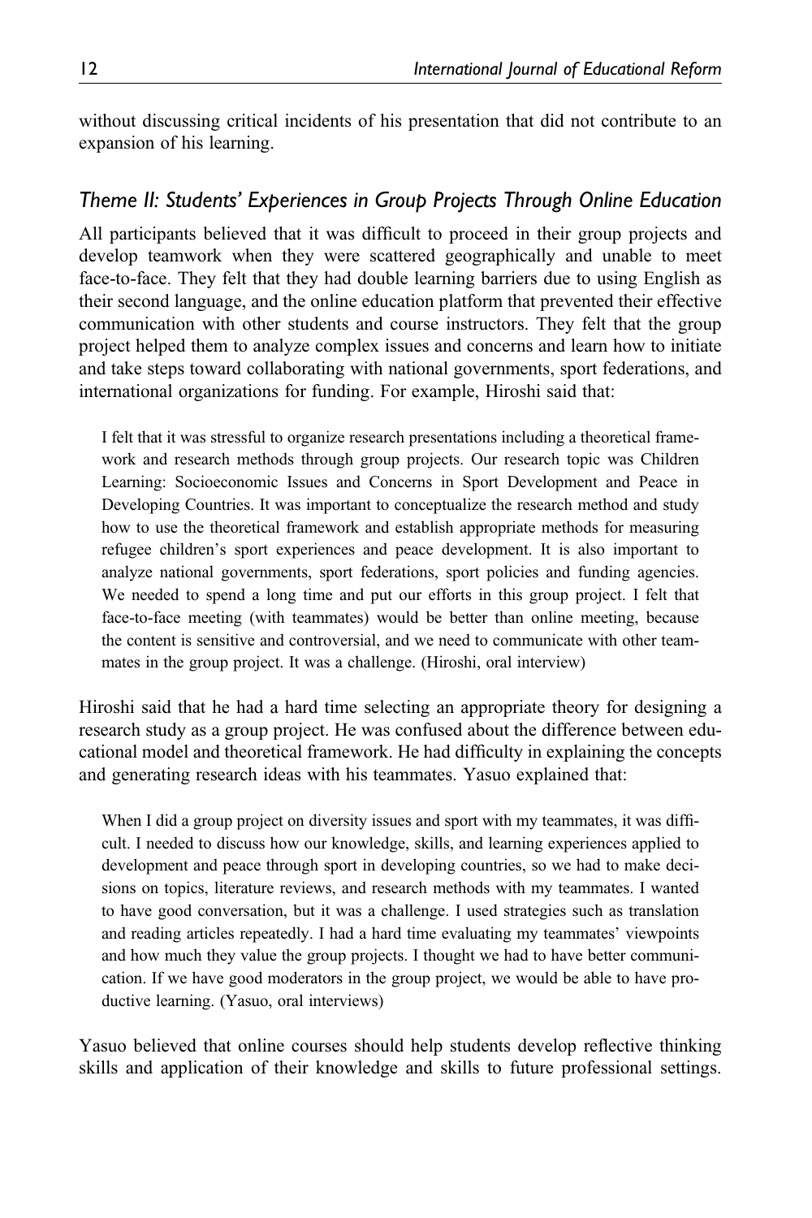without discussing critical incidents of his presentation that did not contribute to an expansion of his learning.

### *Theme II: Students' Experiences in Group Projects Through Online Education*

All participants believed that it was difficult to proceed in their group projects and develop teamwork when they were scattered geographically and unable to meet face-to-face. They felt that they had double learning barriers due to using English as their second language, and the online education platform that prevented their effective communication with other students and course instructors. They felt that the group project helped them to analyze complex issues and concerns and learn how to initiate and take steps toward collaborating with national governments, sport federations, and international organizations for funding. For example, Hiroshi said that:

> I felt that it was stressful to organize research presentations including a theoretical framework and research methods through group projects. Our research topic was Children Learning: Socioeconomic Issues and Concerns in Sport Development and Peace in Developing Countries. It was important to conceptualize the research method and study how to use the theoretical framework and establish appropriate methods for measuring refugee children's sport experiences and peace development. It is also important to analyze national governments, sport federations, sport policies and funding agencies. We needed to spend a long time and put our efforts in this group project. I felt that face-to-face meeting (with teammates) would be better than online meeting, because the content is sensitive and controversial, and we need to communicate with other teammates in the group project. It was a challenge. (Hiroshi, oral interview)

Hiroshi said that he had a hard time selecting an appropriate theory for designing a research study as a group project. He was confused about the difference between educational model and theoretical framework. He had difficulty in explaining the concepts and generating research ideas with his teammates. Yasuo explained that:

> When I did a group project on diversity issues and sport with my teammates, it was difficult. I needed to discuss how our knowledge, skills, and learning experiences applied to development and peace through sport in developing countries, so we had to make decisions on topics, literature reviews, and research methods with my teammates. I wanted to have good conversation, but it was a challenge. I used strategies such as translation and reading articles repeatedly. I had a hard time evaluating my teammates' viewpoints and how much they value the group projects. I thought we had to have better communication. If we have good moderators in the group project, we would be able to have productive learning. (Yasuo, oral interviews)

Yasuo believed that online courses should help students develop reflective thinking skills and application of their knowledge and skills to future professional settings.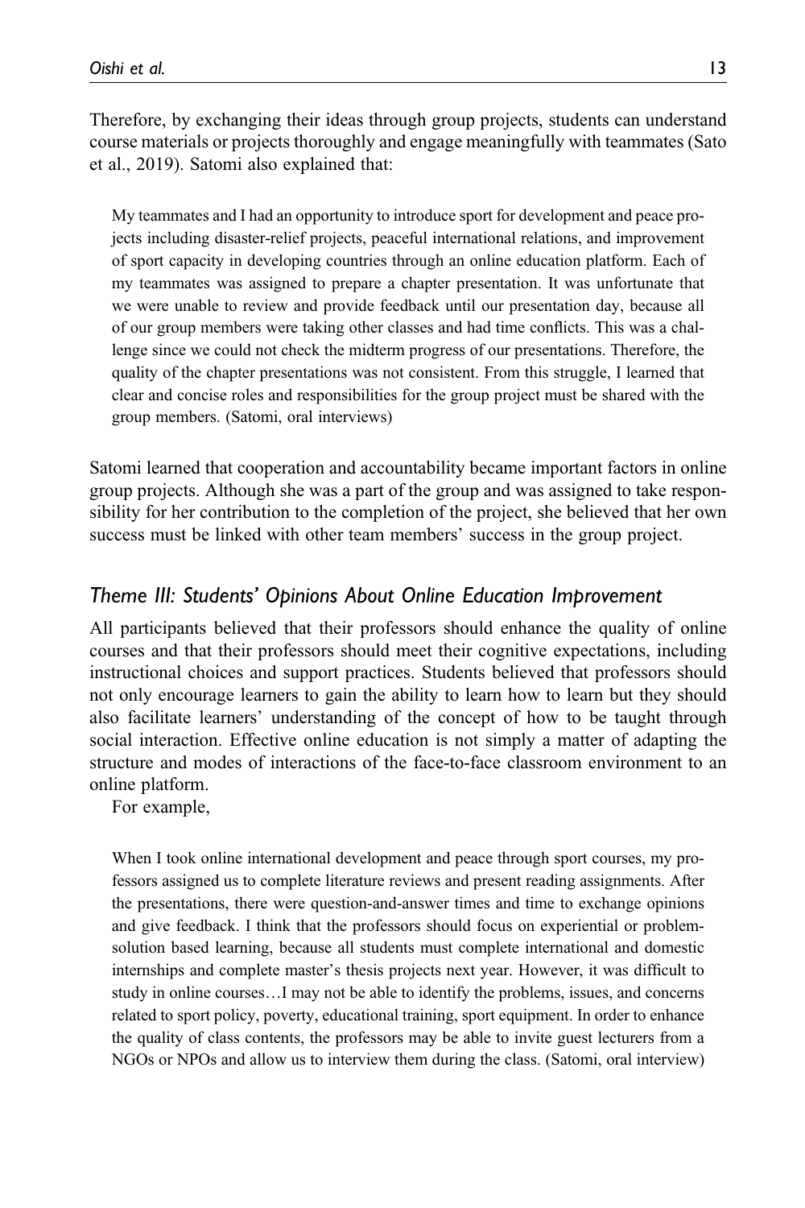Therefore, by exchanging their ideas through group projects, students can understand course materials or projects thoroughly and engage meaningfully with teammates (Sato et al., 2019). Satomi also explained that:

> My teammates and I had an opportunity to introduce sport for development and peace projects including disaster-relief projects, peaceful international relations, and improvement of sport capacity in developing countries through an online education platform. Each of my teammates was assigned to prepare a chapter presentation. It was unfortunate that we were unable to review and provide feedback until our presentation day, because all of our group members were taking other classes and had time conflicts. This was a challenge since we could not check the midterm progress of our presentations. Therefore, the quality of the chapter presentations was not consistent. From this struggle, I learned that clear and concise roles and responsibilities for the group project must be shared with the group members. (Satomi, oral interviews)

Satomi learned that cooperation and accountability became important factors in online group projects. Although she was a part of the group and was assigned to take responsibility for her contribution to the completion of the project, she believed that her own success must be linked with other team members' success in the group project.

### *Theme III: Students' Opinions About Online Education Improvement*

All participants believed that their professors should enhance the quality of online courses and that their professors should meet their cognitive expectations, including instructional choices and support practices. Students believed that professors should not only encourage learners to gain the ability to learn how to learn but they should also facilitate learners' understanding of the concept of how to be taught through social interaction. Effective online education is not simply a matter of adapting the structure and modes of interactions of the face-to-face classroom environment to an online platform.

For example,

> When I took online international development and peace through sport courses, my professors assigned us to complete literature reviews and present reading assignments. After the presentations, there were question-and-answer times and time to exchange opinions and give feedback. I think that the professors should focus on experiential or problem-solution based learning, because all students must complete international and domestic internships and complete master's thesis projects next year. However, it was difficult to study in online courses…I may not be able to identify the problems, issues, and concerns related to sport policy, poverty, educational training, sport equipment. In order to enhance the quality of class contents, the professors may be able to invite guest lecturers from a NGOs or NPOs and allow us to interview them during the class. (Satomi, oral interview)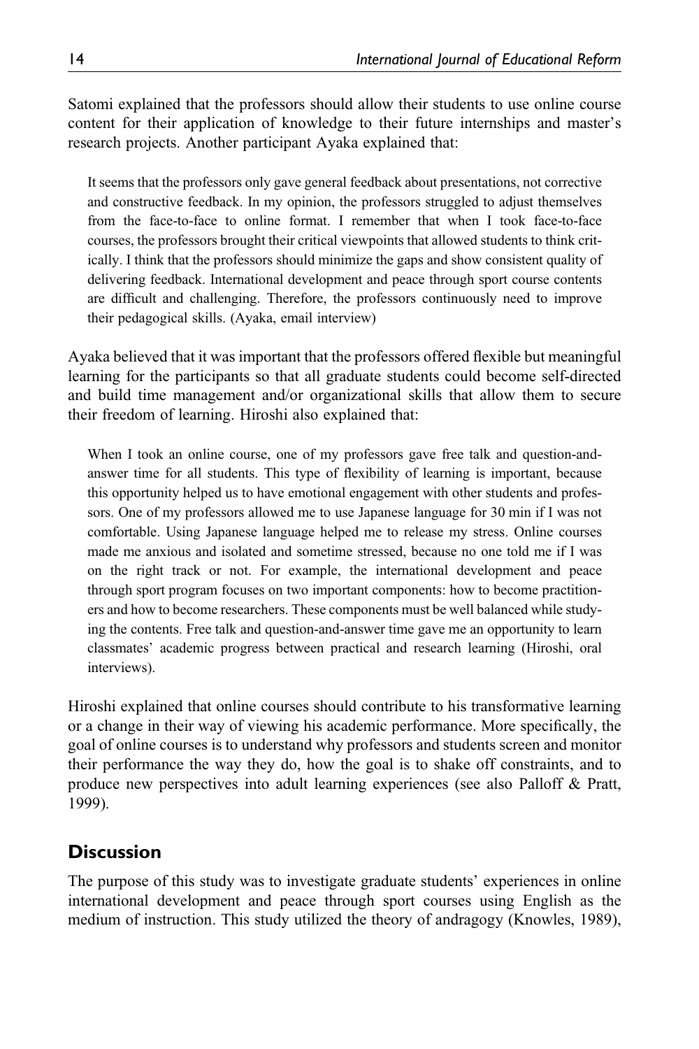Satomi explained that the professors should allow their students to use online course content for their application of knowledge to their future internships and master's research projects. Another participant Ayaka explained that:

> It seems that the professors only gave general feedback about presentations, not corrective and constructive feedback. In my opinion, the professors struggled to adjust themselves from the face-to-face to online format. I remember that when I took face-to-face courses, the professors brought their critical viewpoints that allowed students to think critically. I think that the professors should minimize the gaps and show consistent quality of delivering feedback. International development and peace through sport course contents are difficult and challenging. Therefore, the professors continuously need to improve their pedagogical skills. (Ayaka, email interview)

Ayaka believed that it was important that the professors offered flexible but meaningful learning for the participants so that all graduate students could become self-directed and build time management and/or organizational skills that allow them to secure their freedom of learning. Hiroshi also explained that:

> When I took an online course, one of my professors gave free talk and question-and-answer time for all students. This type of flexibility of learning is important, because this opportunity helped us to have emotional engagement with other students and professors. One of my professors allowed me to use Japanese language for 30 min if I was not comfortable. Using Japanese language helped me to release my stress. Online courses made me anxious and isolated and sometime stressed, because no one told me if I was on the right track or not. For example, the international development and peace through sport program focuses on two important components: how to become practitioners and how to become researchers. These components must be well balanced while studying the contents. Free talk and question-and-answer time gave me an opportunity to learn classmates' academic progress between practical and research learning (Hiroshi, oral interviews).

Hiroshi explained that online courses should contribute to his transformative learning or a change in their way of viewing his academic performance. More specifically, the goal of online courses is to understand why professors and students screen and monitor their performance the way they do, how the goal is to shake off constraints, and to produce new perspectives into adult learning experiences (see also Palloff & Pratt, 1999).

## Discussion

The purpose of this study was to investigate graduate students' experiences in online international development and peace through sport courses using English as the medium of instruction. This study utilized the theory of andragogy (Knowles, 1989),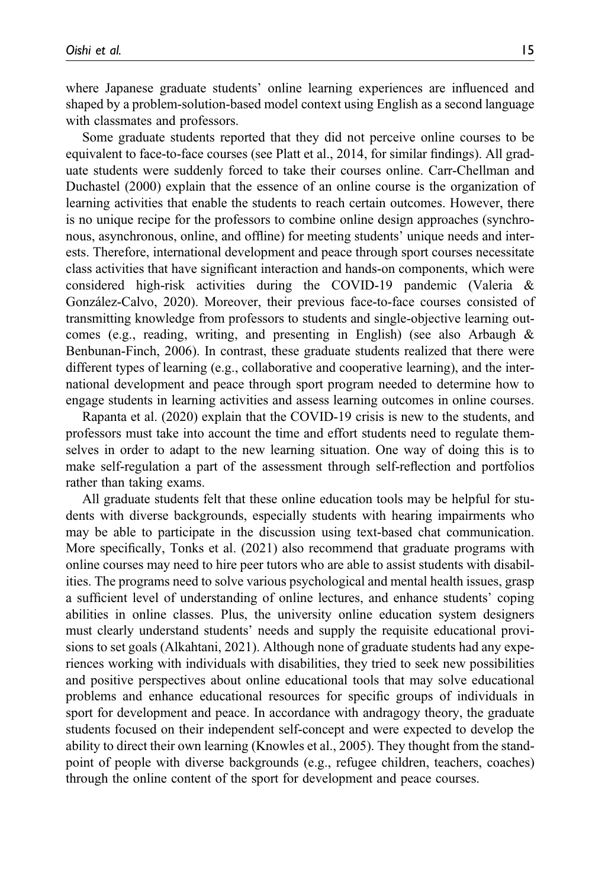where Japanese graduate students' online learning experiences are influenced and shaped by a problem-solution-based model context using English as a second language with classmates and professors.

Some graduate students reported that they did not perceive online courses to be equivalent to face-to-face courses (see Platt et al., 2014, for similar findings). All graduate students were suddenly forced to take their courses online. Carr-Chellman and Duchastel (2000) explain that the essence of an online course is the organization of learning activities that enable the students to reach certain outcomes. However, there is no unique recipe for the professors to combine online design approaches (synchronous, asynchronous, online, and offline) for meeting students' unique needs and interests. Therefore, international development and peace through sport courses necessitate class activities that have significant interaction and hands-on components, which were considered high-risk activities during the COVID-19 pandemic (Valeria & González-Calvo, 2020). Moreover, their previous face-to-face courses consisted of transmitting knowledge from professors to students and single-objective learning outcomes (e.g., reading, writing, and presenting in English) (see also Arbaugh & Benbunan-Finch, 2006). In contrast, these graduate students realized that there were different types of learning (e.g., collaborative and cooperative learning), and the international development and peace through sport program needed to determine how to engage students in learning activities and assess learning outcomes in online courses.

Rapanta et al. (2020) explain that the COVID-19 crisis is new to the students, and professors must take into account the time and effort students need to regulate themselves in order to adapt to the new learning situation. One way of doing this is to make self-regulation a part of the assessment through self-reflection and portfolios rather than taking exams.

All graduate students felt that these online education tools may be helpful for students with diverse backgrounds, especially students with hearing impairments who may be able to participate in the discussion using text-based chat communication. More specifically, Tonks et al. (2021) also recommend that graduate programs with online courses may need to hire peer tutors who are able to assist students with disabilities. The programs need to solve various psychological and mental health issues, grasp a sufficient level of understanding of online lectures, and enhance students' coping abilities in online classes. Plus, the university online education system designers must clearly understand students' needs and supply the requisite educational provisions to set goals (Alkahtani, 2021). Although none of graduate students had any experiences working with individuals with disabilities, they tried to seek new possibilities and positive perspectives about online educational tools that may solve educational problems and enhance educational resources for specific groups of individuals in sport for development and peace. In accordance with andragogy theory, the graduate students focused on their independent self-concept and were expected to develop the ability to direct their own learning (Knowles et al., 2005). They thought from the standpoint of people with diverse backgrounds (e.g., refugee children, teachers, coaches) through the online content of the sport for development and peace courses.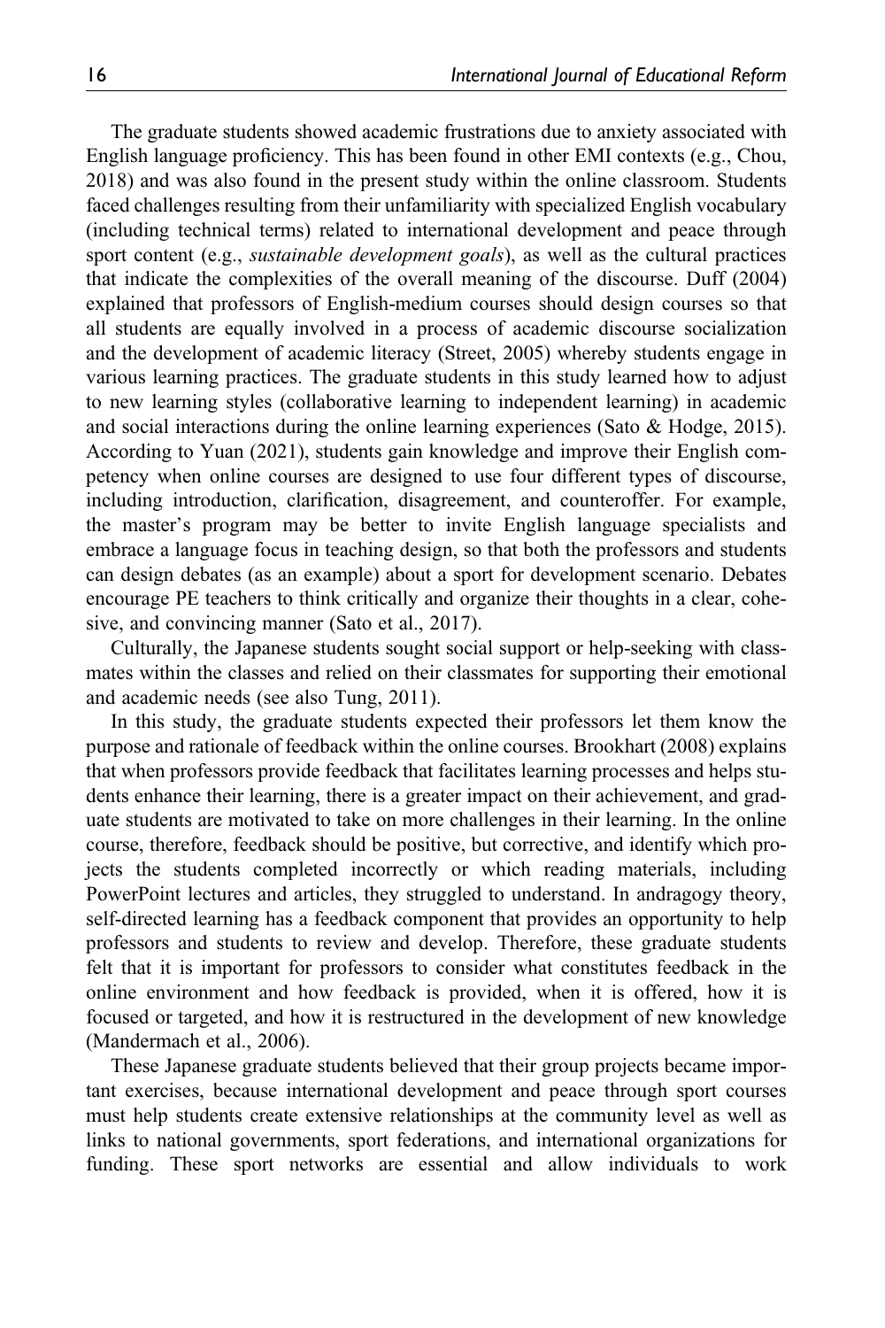The graduate students showed academic frustrations due to anxiety associated with English language proficiency. This has been found in other EMI contexts (e.g., Chou, 2018) and was also found in the present study within the online classroom. Students faced challenges resulting from their unfamiliarity with specialized English vocabulary (including technical terms) related to international development and peace through sport content (e.g., *sustainable development goals*), as well as the cultural practices that indicate the complexities of the overall meaning of the discourse. Duff (2004) explained that professors of English-medium courses should design courses so that all students are equally involved in a process of academic discourse socialization and the development of academic literacy (Street, 2005) whereby students engage in various learning practices. The graduate students in this study learned how to adjust to new learning styles (collaborative learning to independent learning) in academic and social interactions during the online learning experiences (Sato & Hodge, 2015). According to Yuan (2021), students gain knowledge and improve their English competency when online courses are designed to use four different types of discourse, including introduction, clarification, disagreement, and counteroffer. For example, the master's program may be better to invite English language specialists and embrace a language focus in teaching design, so that both the professors and students can design debates (as an example) about a sport for development scenario. Debates encourage PE teachers to think critically and organize their thoughts in a clear, cohesive, and convincing manner (Sato et al., 2017).

Culturally, the Japanese students sought social support or help-seeking with classmates within the classes and relied on their classmates for supporting their emotional and academic needs (see also Tung, 2011).

In this study, the graduate students expected their professors let them know the purpose and rationale of feedback within the online courses. Brookhart (2008) explains that when professors provide feedback that facilitates learning processes and helps students enhance their learning, there is a greater impact on their achievement, and graduate students are motivated to take on more challenges in their learning. In the online course, therefore, feedback should be positive, but corrective, and identify which projects the students completed incorrectly or which reading materials, including PowerPoint lectures and articles, they struggled to understand. In andragogy theory, self-directed learning has a feedback component that provides an opportunity to help professors and students to review and develop. Therefore, these graduate students felt that it is important for professors to consider what constitutes feedback in the online environment and how feedback is provided, when it is offered, how it is focused or targeted, and how it is restructured in the development of new knowledge (Mandermach et al., 2006).

These Japanese graduate students believed that their group projects became important exercises, because international development and peace through sport courses must help students create extensive relationships at the community level as well as links to national governments, sport federations, and international organizations for funding. These sport networks are essential and allow individuals to work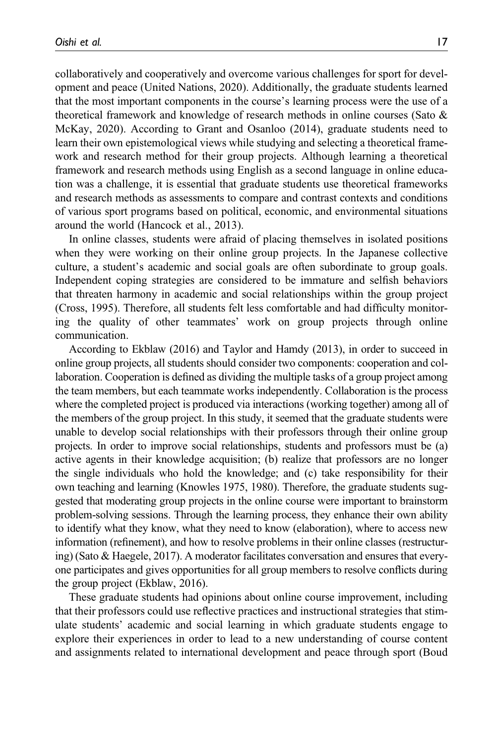collaboratively and cooperatively and overcome various challenges for sport for development and peace (United Nations, 2020). Additionally, the graduate students learned that the most important components in the course's learning process were the use of a theoretical framework and knowledge of research methods in online courses (Sato & McKay, 2020). According to Grant and Osanloo (2014), graduate students need to learn their own epistemological views while studying and selecting a theoretical framework and research method for their group projects. Although learning a theoretical framework and research methods using English as a second language in online education was a challenge, it is essential that graduate students use theoretical frameworks and research methods as assessments to compare and contrast contexts and conditions of various sport programs based on political, economic, and environmental situations around the world (Hancock et al., 2013).

In online classes, students were afraid of placing themselves in isolated positions when they were working on their online group projects. In the Japanese collective culture, a student's academic and social goals are often subordinate to group goals. Independent coping strategies are considered to be immature and selfish behaviors that threaten harmony in academic and social relationships within the group project (Cross, 1995). Therefore, all students felt less comfortable and had difficulty monitoring the quality of other teammates' work on group projects through online communication.

According to Ekblaw (2016) and Taylor and Hamdy (2013), in order to succeed in online group projects, all students should consider two components: cooperation and collaboration. Cooperation is defined as dividing the multiple tasks of a group project among the team members, but each teammate works independently. Collaboration is the process where the completed project is produced via interactions (working together) among all of the members of the group project. In this study, it seemed that the graduate students were unable to develop social relationships with their professors through their online group projects. In order to improve social relationships, students and professors must be (a) active agents in their knowledge acquisition; (b) realize that professors are no longer the single individuals who hold the knowledge; and (c) take responsibility for their own teaching and learning (Knowles 1975, 1980). Therefore, the graduate students suggested that moderating group projects in the online course were important to brainstorm problem-solving sessions. Through the learning process, they enhance their own ability to identify what they know, what they need to know (elaboration), where to access new information (refinement), and how to resolve problems in their online classes (restructuring) (Sato & Haegele, 2017). A moderator facilitates conversation and ensures that everyone participates and gives opportunities for all group members to resolve conflicts during the group project (Ekblaw, 2016).

These graduate students had opinions about online course improvement, including that their professors could use reflective practices and instructional strategies that stimulate students' academic and social learning in which graduate students engage to explore their experiences in order to lead to a new understanding of course content and assignments related to international development and peace through sport (Boud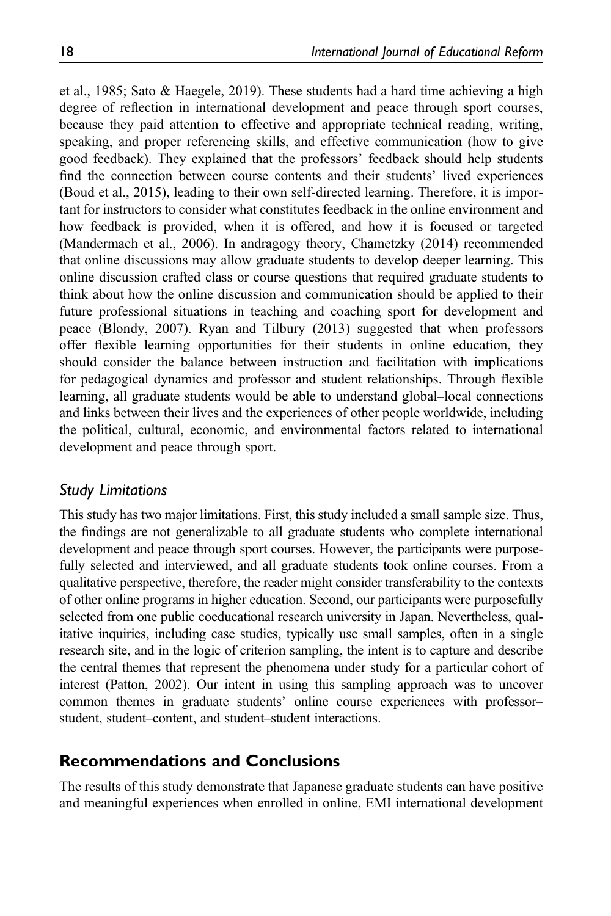et al., 1985; Sato & Haegele, 2019). These students had a hard time achieving a high degree of reflection in international development and peace through sport courses, because they paid attention to effective and appropriate technical reading, writing, speaking, and proper referencing skills, and effective communication (how to give good feedback). They explained that the professors' feedback should help students find the connection between course contents and their students' lived experiences (Boud et al., 2015), leading to their own self-directed learning. Therefore, it is important for instructors to consider what constitutes feedback in the online environment and how feedback is provided, when it is offered, and how it is focused or targeted (Mandermach et al., 2006). In andragogy theory, Chametzky (2014) recommended that online discussions may allow graduate students to develop deeper learning. This online discussion crafted class or course questions that required graduate students to think about how the online discussion and communication should be applied to their future professional situations in teaching and coaching sport for development and peace (Blondy, 2007). Ryan and Tilbury (2013) suggested that when professors offer flexible learning opportunities for their students in online education, they should consider the balance between instruction and facilitation with implications for pedagogical dynamics and professor and student relationships. Through flexible learning, all graduate students would be able to understand global–local connections and links between their lives and the experiences of other people worldwide, including the political, cultural, economic, and environmental factors related to international development and peace through sport.

### *Study Limitations*

This study has two major limitations. First, this study included a small sample size. Thus, the findings are not generalizable to all graduate students who complete international development and peace through sport courses. However, the participants were purposefully selected and interviewed, and all graduate students took online courses. From a qualitative perspective, therefore, the reader might consider transferability to the contexts of other online programs in higher education. Second, our participants were purposefully selected from one public coeducational research university in Japan. Nevertheless, qualitative inquiries, including case studies, typically use small samples, often in a single research site, and in the logic of criterion sampling, the intent is to capture and describe the central themes that represent the phenomena under study for a particular cohort of interest (Patton, 2002). Our intent in using this sampling approach was to uncover common themes in graduate students' online course experiences with professor–student, student–content, and student–student interactions.

## Recommendations and Conclusions

The results of this study demonstrate that Japanese graduate students can have positive and meaningful experiences when enrolled in online, EMI international development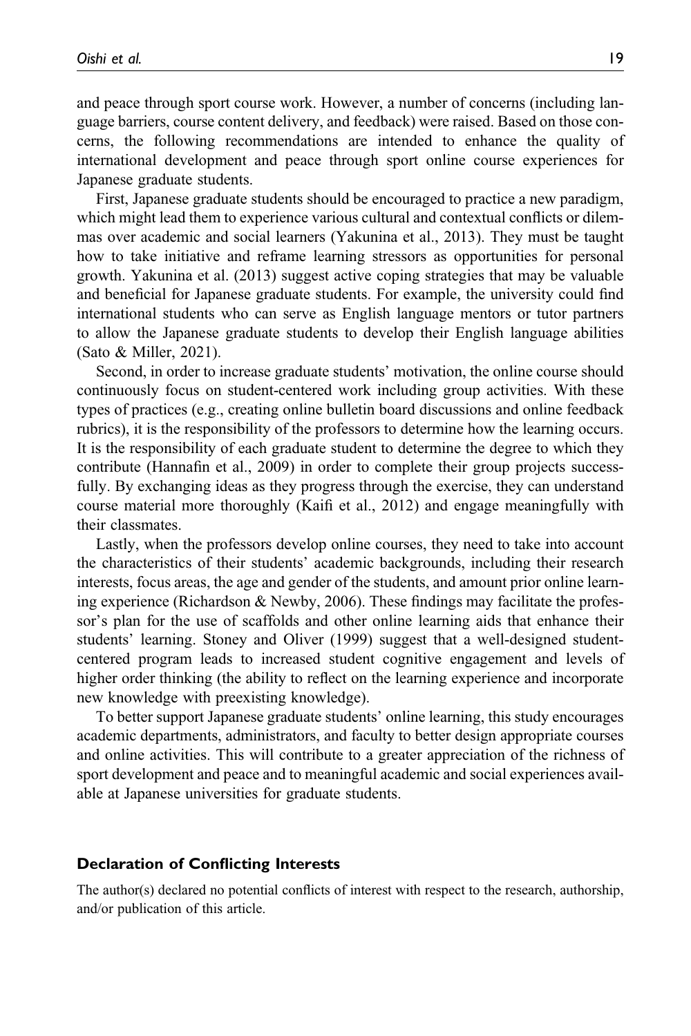and peace through sport course work. However, a number of concerns (including language barriers, course content delivery, and feedback) were raised. Based on those concerns, the following recommendations are intended to enhance the quality of international development and peace through sport online course experiences for Japanese graduate students.

First, Japanese graduate students should be encouraged to practice a new paradigm, which might lead them to experience various cultural and contextual conflicts or dilemmas over academic and social learners (Yakunina et al., 2013). They must be taught how to take initiative and reframe learning stressors as opportunities for personal growth. Yakunina et al. (2013) suggest active coping strategies that may be valuable and beneficial for Japanese graduate students. For example, the university could find international students who can serve as English language mentors or tutor partners to allow the Japanese graduate students to develop their English language abilities (Sato & Miller, 2021).

Second, in order to increase graduate students' motivation, the online course should continuously focus on student-centered work including group activities. With these types of practices (e.g., creating online bulletin board discussions and online feedback rubrics), it is the responsibility of the professors to determine how the learning occurs. It is the responsibility of each graduate student to determine the degree to which they contribute (Hannafin et al., 2009) in order to complete their group projects successfully. By exchanging ideas as they progress through the exercise, they can understand course material more thoroughly (Kaifi et al., 2012) and engage meaningfully with their classmates.

Lastly, when the professors develop online courses, they need to take into account the characteristics of their students' academic backgrounds, including their research interests, focus areas, the age and gender of the students, and amount prior online learning experience (Richardson & Newby, 2006). These findings may facilitate the professor's plan for the use of scaffolds and other online learning aids that enhance their students' learning. Stoney and Oliver (1999) suggest that a well-designed student-centered program leads to increased student cognitive engagement and levels of higher order thinking (the ability to reflect on the learning experience and incorporate new knowledge with preexisting knowledge).

To better support Japanese graduate students' online learning, this study encourages academic departments, administrators, and faculty to better design appropriate courses and online activities. This will contribute to a greater appreciation of the richness of sport development and peace and to meaningful academic and social experiences available at Japanese universities for graduate students.

### Declaration of Conflicting Interests

The author(s) declared no potential conflicts of interest with respect to the research, authorship, and/or publication of this article.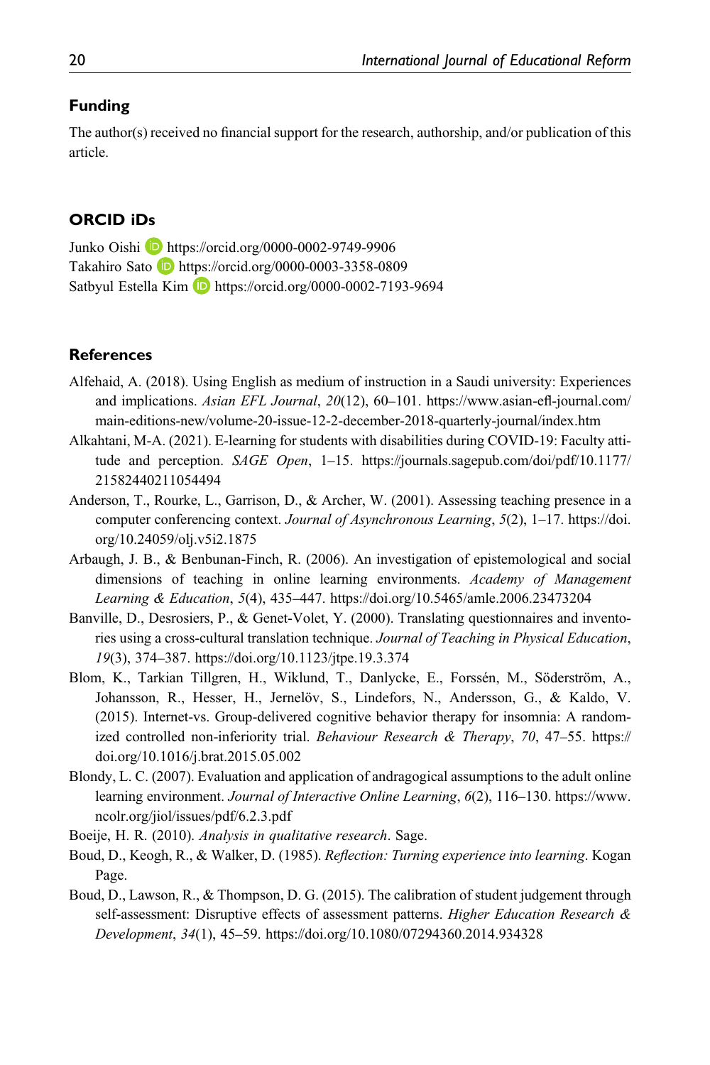## Funding

The author(s) received no financial support for the research, authorship, and/or publication of this article.

## ORCID iDs

Junko Oishi https://orcid.org/0000-0002-9749-9906
Takahiro Sato https://orcid.org/0000-0003-3358-0809
Satbyul Estella Kim https://orcid.org/0000-0002-7193-9694

## References

Alfehaid, A. (2018). Using English as medium of instruction in a Saudi university: Experiences and implications. *Asian EFL Journal*, *20*(12), 60–101. https://www.asian-efl-journal.com/main-editions-new/volume-20-issue-12-2-december-2018-quarterly-journal/index.htm

Alkahtani, M-A. (2021). E-learning for students with disabilities during COVID-19: Faculty attitude and perception. *SAGE Open*, 1–15. https://journals.sagepub.com/doi/pdf/10.1177/21582440211054494

Anderson, T., Rourke, L., Garrison, D., & Archer, W. (2001). Assessing teaching presence in a computer conferencing context. *Journal of Asynchronous Learning*, *5*(2), 1–17. https://doi.org/10.24059/olj.v5i2.1875

Arbaugh, J. B., & Benbunan-Finch, R. (2006). An investigation of epistemological and social dimensions of teaching in online learning environments. *Academy of Management Learning & Education*, *5*(4), 435–447. https://doi.org/10.5465/amle.2006.23473204

Banville, D., Desrosiers, P., & Genet-Volet, Y. (2000). Translating questionnaires and inventories using a cross-cultural translation technique. *Journal of Teaching in Physical Education*, *19*(3), 374–387. https://doi.org/10.1123/jtpe.19.3.374

Blom, K., Tarkian Tillgren, H., Wiklund, T., Danlycke, E., Forssén, M., Söderström, A., Johansson, R., Hesser, H., Jernelöv, S., Lindefors, N., Andersson, G., & Kaldo, V. (2015). Internet-vs. Group-delivered cognitive behavior therapy for insomnia: A randomized controlled non-inferiority trial. *Behaviour Research & Therapy*, *70*, 47–55. https://doi.org/10.1016/j.brat.2015.05.002

Blondy, L. C. (2007). Evaluation and application of andragogical assumptions to the adult online learning environment. *Journal of Interactive Online Learning*, *6*(2), 116–130. https://www.ncolr.org/jiol/issues/pdf/6.2.3.pdf

Boeije, H. R. (2010). *Analysis in qualitative research*. Sage.

Boud, D., Keogh, R., & Walker, D. (1985). *Reflection: Turning experience into learning*. Kogan Page.

Boud, D., Lawson, R., & Thompson, D. G. (2015). The calibration of student judgement through self-assessment: Disruptive effects of assessment patterns. *Higher Education Research & Development*, *34*(1), 45–59. https://doi.org/10.1080/07294360.2014.934328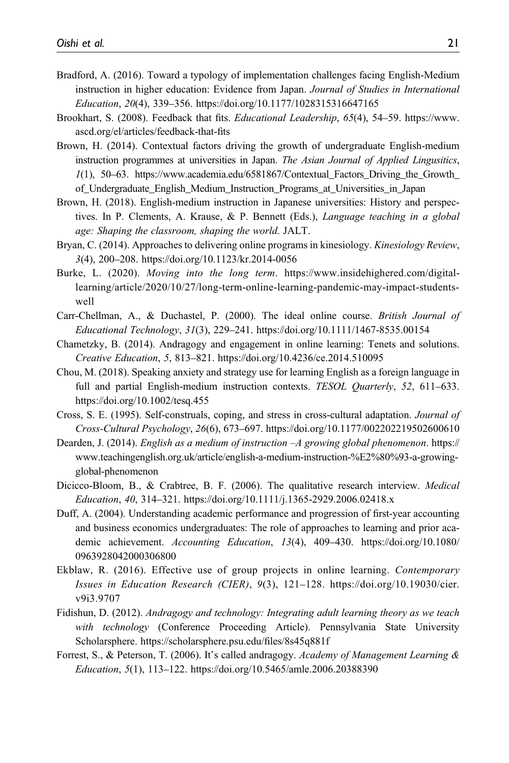Bradford, A. (2016). Toward a typology of implementation challenges facing English-Medium instruction in higher education: Evidence from Japan. *Journal of Studies in International Education*, *20*(4), 339–356. https://doi.org/10.1177/1028315316647165

Brookhart, S. (2008). Feedback that fits. *Educational Leadership*, *65*(4), 54–59. https://www.ascd.org/el/articles/feedback-that-fits

Brown, H. (2014). Contextual factors driving the growth of undergraduate English-medium instruction programmes at universities in Japan. *The Asian Journal of Applied Lingusitics*, *1*(1), 50–63. https://www.academia.edu/6581867/Contextual_Factors_Driving_the_Growth_of_Undergraduate_English_Medium_Instruction_Programs_at_Universities_in_Japan

Brown, H. (2018). English-medium instruction in Japanese universities: History and perspectives. In P. Clements, A. Krause, & P. Bennett (Eds.), *Language teaching in a global age: Shaping the classroom, shaping the world*. JALT.

Bryan, C. (2014). Approaches to delivering online programs in kinesiology. *Kinesiology Review*, *3*(4), 200–208. https://doi.org/10.1123/kr.2014-0056

Burke, L. (2020). *Moving into the long term*. https://www.insidehighered.com/digital-learning/article/2020/10/27/long-term-online-learning-pandemic-may-impact-students-well

Carr-Chellman, A., & Duchastel, P. (2000). The ideal online course. *British Journal of Educational Technology*, *31*(3), 229–241. https://doi.org/10.1111/1467-8535.00154

Chametzky, B. (2014). Andragogy and engagement in online learning: Tenets and solutions. *Creative Education*, *5*, 813–821. https://doi.org/10.4236/ce.2014.510095

Chou, M. (2018). Speaking anxiety and strategy use for learning English as a foreign language in full and partial English-medium instruction contexts. *TESOL Quarterly*, *52*, 611–633. https://doi.org/10.1002/tesq.455

Cross, S. E. (1995). Self-construals, coping, and stress in cross-cultural adaptation. *Journal of Cross-Cultural Psychology*, *26*(6), 673–697. https://doi.org/10.1177/002202219502600610

Dearden, J. (2014). *English as a medium of instruction –A growing global phenomenon*. https://www.teachingenglish.org.uk/article/english-a-medium-instruction-%E2%80%93-a-growing-global-phenomenon

Dicicco-Bloom, B., & Crabtree, B. F. (2006). The qualitative research interview. *Medical Education*, *40*, 314–321. https://doi.org/10.1111/j.1365-2929.2006.02418.x

Duff, A. (2004). Understanding academic performance and progression of first-year accounting and business economics undergraduates: The role of approaches to learning and prior academic achievement. *Accounting Education*, *13*(4), 409–430. https://doi.org/10.1080/0963928042000306800

Ekblaw, R. (2016). Effective use of group projects in online learning. *Contemporary Issues in Education Research (CIER)*, *9*(3), 121–128. https://doi.org/10.19030/cier.v9i3.9707

Fidishun, D. (2012). *Andragogy and technology: Integrating adult learning theory as we teach with technology* (Conference Proceeding Article). Pennsylvania State University Scholarsphere. https://scholarsphere.psu.edu/files/8s45q881f

Forrest, S., & Peterson, T. (2006). It's called andragogy. *Academy of Management Learning & Education*, *5*(1), 113–122. https://doi.org/10.5465/amle.2006.20388390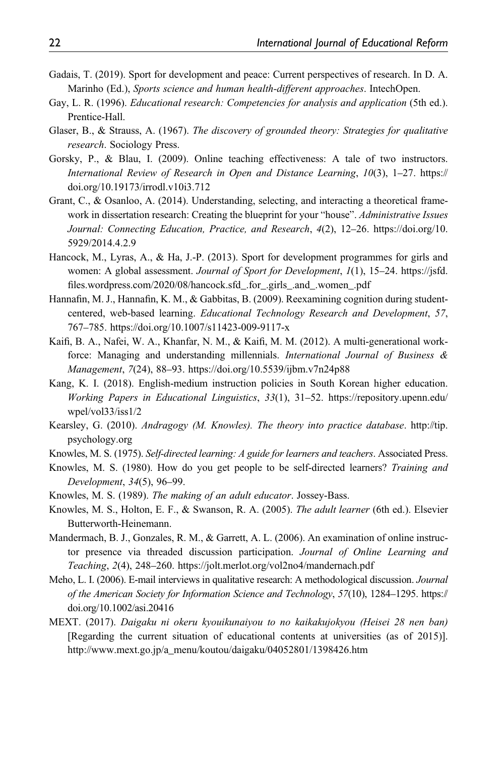Gadais, T. (2019). Sport for development and peace: Current perspectives of research. In D. A. Marinho (Ed.), *Sports science and human health-different approaches*. IntechOpen.

Gay, L. R. (1996). *Educational research: Competencies for analysis and application* (5th ed.). Prentice-Hall.

Glaser, B., & Strauss, A. (1967). *The discovery of grounded theory: Strategies for qualitative research*. Sociology Press.

Gorsky, P., & Blau, I. (2009). Online teaching effectiveness: A tale of two instructors. *International Review of Research in Open and Distance Learning*, *10*(3), 1–27. https://doi.org/10.19173/irrodl.v10i3.712

Grant, C., & Osanloo, A. (2014). Understanding, selecting, and interacting a theoretical framework in dissertation research: Creating the blueprint for your "house". *Administrative Issues Journal: Connecting Education, Practice, and Research*, *4*(2), 12–26. https://doi.org/10.5929/2014.4.2.9

Hancock, M., Lyras, A., & Ha, J.-P. (2013). Sport for development programmes for girls and women: A global assessment. *Journal of Sport for Development*, *1*(1), 15–24. https://jsfd.files.wordpress.com/2020/08/hancock.sfd_.for_.girls_.and_.women_.pdf

Hannafin, M. J., Hannafin, K. M., & Gabbitas, B. (2009). Reexamining cognition during student-centered, web-based learning. *Educational Technology Research and Development*, *57*, 767–785. https://doi.org/10.1007/s11423-009-9117-x

Kaifi, B. A., Nafei, W. A., Khanfar, N. M., & Kaifi, M. M. (2012). A multi-generational workforce: Managing and understanding millennials. *International Journal of Business & Management*, *7*(24), 88–93. https://doi.org/10.5539/ijbm.v7n24p88

Kang, K. I. (2018). English-medium instruction policies in South Korean higher education. *Working Papers in Educational Linguistics*, *33*(1), 31–52. https://repository.upenn.edu/wpel/vol33/iss1/2

Kearsley, G. (2010). *Andragogy (M. Knowles). The theory into practice database*. http://tip.psychology.org

Knowles, M. S. (1975). *Self-directed learning: A guide for learners and teachers*. Associated Press.

Knowles, M. S. (1980). How do you get people to be self-directed learners? *Training and Development*, *34*(5), 96–99.

Knowles, M. S. (1989). *The making of an adult educator*. Jossey-Bass.

Knowles, M. S., Holton, E. F., & Swanson, R. A. (2005). *The adult learner* (6th ed.). Elsevier Butterworth-Heinemann.

Mandermach, B. J., Gonzales, R. M., & Garrett, A. L. (2006). An examination of online instructor presence via threaded discussion participation. *Journal of Online Learning and Teaching*, *2*(4), 248–260. https://jolt.merlot.org/vol2no4/mandernach.pdf

Meho, L. I. (2006). E-mail interviews in qualitative research: A methodological discussion. *Journal of the American Society for Information Science and Technology*, *57*(10), 1284–1295. https://doi.org/10.1002/asi.20416

MEXT. (2017). *Daigaku ni okeru kyouikunaiyou to no kaikakujokyou (Heisei 28 nen ban)* [Regarding the current situation of educational contents at universities (as of 2015)]. http://www.mext.go.jp/a_menu/koutou/daigaku/04052801/1398426.htm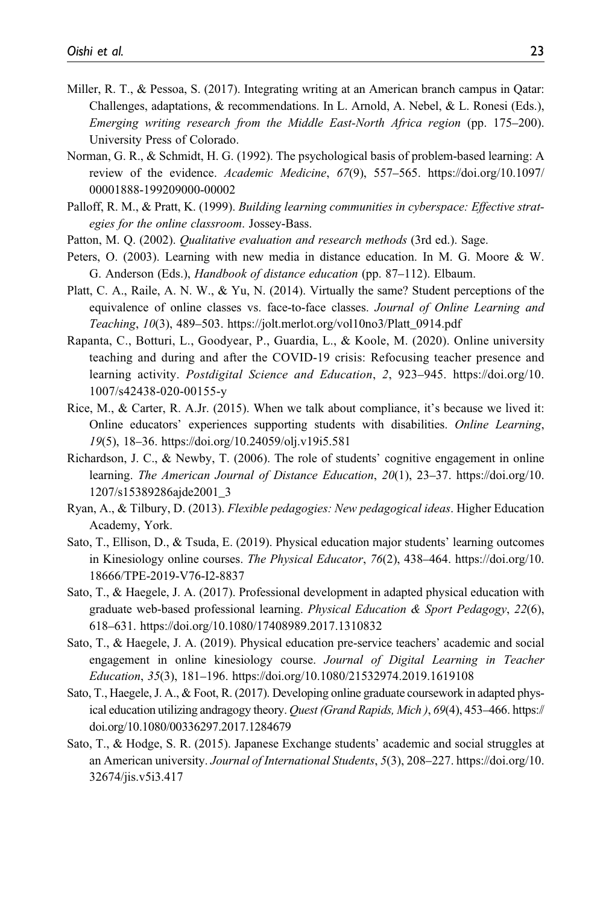Miller, R. T., & Pessoa, S. (2017). Integrating writing at an American branch campus in Qatar: Challenges, adaptations, & recommendations. In L. Arnold, A. Nebel, & L. Ronesi (Eds.), *Emerging writing research from the Middle East-North Africa region* (pp. 175–200). University Press of Colorado.

Norman, G. R., & Schmidt, H. G. (1992). The psychological basis of problem-based learning: A review of the evidence. *Academic Medicine*, *67*(9), 557–565. https://doi.org/10.1097/00001888-199209000-00002

Palloff, R. M., & Pratt, K. (1999). *Building learning communities in cyberspace: Effective strategies for the online classroom*. Jossey-Bass.

Patton, M. Q. (2002). *Qualitative evaluation and research methods* (3rd ed.). Sage.

Peters, O. (2003). Learning with new media in distance education. In M. G. Moore & W. G. Anderson (Eds.), *Handbook of distance education* (pp. 87–112). Elbaum.

Platt, C. A., Raile, A. N. W., & Yu, N. (2014). Virtually the same? Student perceptions of the equivalence of online classes vs. face-to-face classes. *Journal of Online Learning and Teaching*, *10*(3), 489–503. https://jolt.merlot.org/vol10no3/Platt_0914.pdf

Rapanta, C., Botturi, L., Goodyear, P., Guardia, L., & Koole, M. (2020). Online university teaching and during and after the COVID-19 crisis: Refocusing teacher presence and learning activity. *Postdigital Science and Education*, *2*, 923–945. https://doi.org/10.1007/s42438-020-00155-y

Rice, M., & Carter, R. A.Jr. (2015). When we talk about compliance, it's because we lived it: Online educators' experiences supporting students with disabilities. *Online Learning*, *19*(5), 18–36. https://doi.org/10.24059/olj.v19i5.581

Richardson, J. C., & Newby, T. (2006). The role of students' cognitive engagement in online learning. *The American Journal of Distance Education*, *20*(1), 23–37. https://doi.org/10.1207/s15389286ajde2001_3

Ryan, A., & Tilbury, D. (2013). *Flexible pedagogies: New pedagogical ideas*. Higher Education Academy, York.

Sato, T., Ellison, D., & Tsuda, E. (2019). Physical education major students' learning outcomes in Kinesiology online courses. *The Physical Educator*, *76*(2), 438–464. https://doi.org/10.18666/TPE-2019-V76-I2-8837

Sato, T., & Haegele, J. A. (2017). Professional development in adapted physical education with graduate web-based professional learning. *Physical Education & Sport Pedagogy*, *22*(6), 618–631. https://doi.org/10.1080/17408989.2017.1310832

Sato, T., & Haegele, J. A. (2019). Physical education pre-service teachers' academic and social engagement in online kinesiology course. *Journal of Digital Learning in Teacher Education*, *35*(3), 181–196. https://doi.org/10.1080/21532974.2019.1619108

Sato, T., Haegele, J. A., & Foot, R. (2017). Developing online graduate coursework in adapted physical education utilizing andragogy theory. *Quest (Grand Rapids, Mich)*, *69*(4), 453–466. https://doi.org/10.1080/00336297.2017.1284679

Sato, T., & Hodge, S. R. (2015). Japanese Exchange students' academic and social struggles at an American university. *Journal of International Students*, *5*(3), 208–227. https://doi.org/10.32674/jis.v5i3.417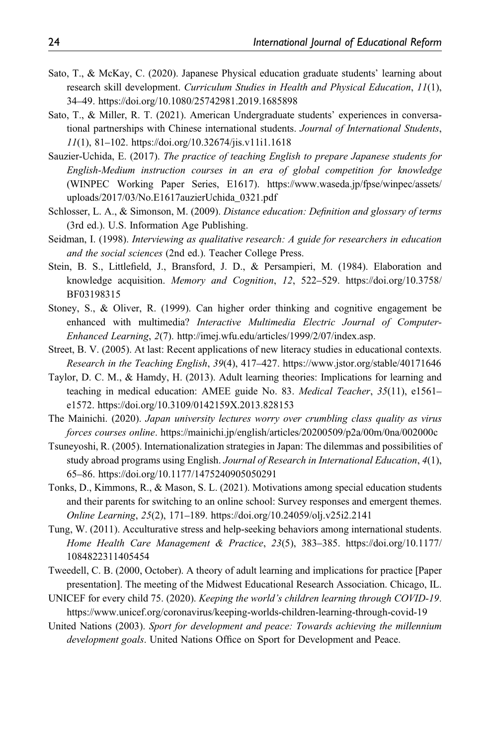Sato, T., & McKay, C. (2020). Japanese Physical education graduate students' learning about research skill development. *Curriculum Studies in Health and Physical Education*, *11*(1), 34–49. https://doi.org/10.1080/25742981.2019.1685898

Sato, T., & Miller, R. T. (2021). American Undergraduate students' experiences in conversational partnerships with Chinese international students. *Journal of International Students*, *11*(1), 81–102. https://doi.org/10.32674/jis.v11i1.1618

Sauzier-Uchida, E. (2017). *The practice of teaching English to prepare Japanese students for English-Medium instruction courses in an era of global competition for knowledge* (WINPEC Working Paper Series, E1617). https://www.waseda.jp/fpse/winpec/assets/uploads/2017/03/No.E1617auzierUchida_0321.pdf

Schlosser, L. A., & Simonson, M. (2009). *Distance education: Definition and glossary of terms* (3rd ed.). U.S. Information Age Publishing.

Seidman, I. (1998). *Interviewing as qualitative research: A guide for researchers in education and the social sciences* (2nd ed.). Teacher College Press.

Stein, B. S., Littlefield, J., Bransford, J. D., & Persampieri, M. (1984). Elaboration and knowledge acquisition. *Memory and Cognition*, *12*, 522–529. https://doi.org/10.3758/BF03198315

Stoney, S., & Oliver, R. (1999). Can higher order thinking and cognitive engagement be enhanced with multimedia? *Interactive Multimedia Electric Journal of Computer-Enhanced Learning*, *2*(7). http://imej.wfu.edu/articles/1999/2/07/index.asp.

Street, B. V. (2005). At last: Recent applications of new literacy studies in educational contexts. *Research in the Teaching English*, *39*(4), 417–427. https://www.jstor.org/stable/40171646

Taylor, D. C. M., & Hamdy, H. (2013). Adult learning theories: Implications for learning and teaching in medical education: AMEE guide No. 83. *Medical Teacher*, *35*(11), e1561–e1572. https://doi.org/10.3109/0142159X.2013.828153

The Mainichi. (2020). *Japan university lectures worry over crumbling class quality as virus forces courses online*. https://mainichi.jp/english/articles/20200509/p2a/00m/0na/002000c

Tsuneyoshi, R. (2005). Internationalization strategies in Japan: The dilemmas and possibilities of study abroad programs using English. *Journal of Research International Education*, *4*(1), 65–86. https://doi.org/10.1177/1475240905050291

Tonks, D., Kimmons, R., & Mason, S. L. (2021). Motivations among special education students and their parents for switching to an online school: Survey responses and emergent themes. *Online Learning*, *25*(2), 171–189. https://doi.org/10.24059/olj.v25i2.2141

Tung, W. (2011). Acculturative stress and help-seeking behaviors among international students. *Home Health Care Management & Practice*, *23*(5), 383–385. https://doi.org/10.1177/1084822311405454

Tweedell, C. B. (2000, October). A theory of adult learning and implications for practice [Paper presentation]. The meeting of the Midwest Educational Research Association. Chicago, IL.

UNICEF for every child 75. (2020). *Keeping the world's children learning through COVID-19*. https://www.unicef.org/coronavirus/keeping-worlds-children-learning-through-covid-19

United Nations (2003). *Sport for development and peace: Towards achieving the millennium development goals*. United Nations Office on Sport for Development and Peace.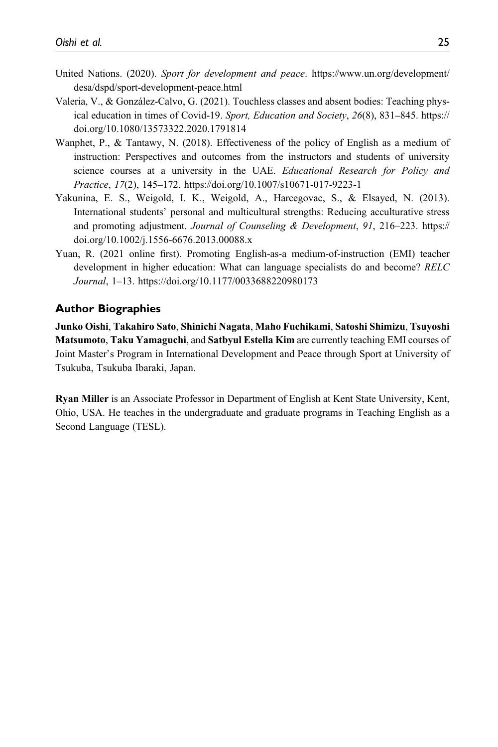United Nations. (2020). *Sport for development and peace*. https://www.un.org/development/desa/dspd/sport-development-peace.html

Valeria, V., & González-Calvo, G. (2021). Touchless classes and absent bodies: Teaching physical education in times of Covid-19. *Sport, Education and Society*, *26*(8), 831–845. https://doi.org/10.1080/13573322.2020.1791814

Wanphet, P., & Tantawy, N. (2018). Effectiveness of the policy of English as a medium of instruction: Perspectives and outcomes from the instructors and students of university science courses at a university in the UAE. *Educational Research for Policy and Practice*, *17*(2), 145–172. https://doi.org/10.1007/s10671-017-9223-1

Yakunina, E. S., Weigold, I. K., Weigold, A., Harcegovac, S., & Elsayed, N. (2013). International students' personal and multicultural strengths: Reducing acculturative stress and promoting adjustment. *Journal of Counseling & Development*, *91*, 216–223. https://doi.org/10.1002/j.1556-6676.2013.00088.x

Yuan, R. (2021 online first). Promoting English-as-a medium-of-instruction (EMI) teacher development in higher education: What can language specialists do and become? *RELC Journal*, 1–13. https://doi.org/10.1177/0033688220980173

## Author Biographies

**Junko Oishi**, **Takahiro Sato**, **Shinichi Nagata**, **Maho Fuchikami**, **Satoshi Shimizu**, **Tsuyoshi Matsumoto**, **Taku Yamaguchi**, and **Satbyul Estella Kim** are currently teaching EMI courses of Joint Master's Program in International Development and Peace through Sport at University of Tsukuba, Tsukuba Ibaraki, Japan.

**Ryan Miller** is an Associate Professor in Department of English at Kent State University, Kent, Ohio, USA. He teaches in the undergraduate and graduate programs in Teaching English as a Second Language (TESL).